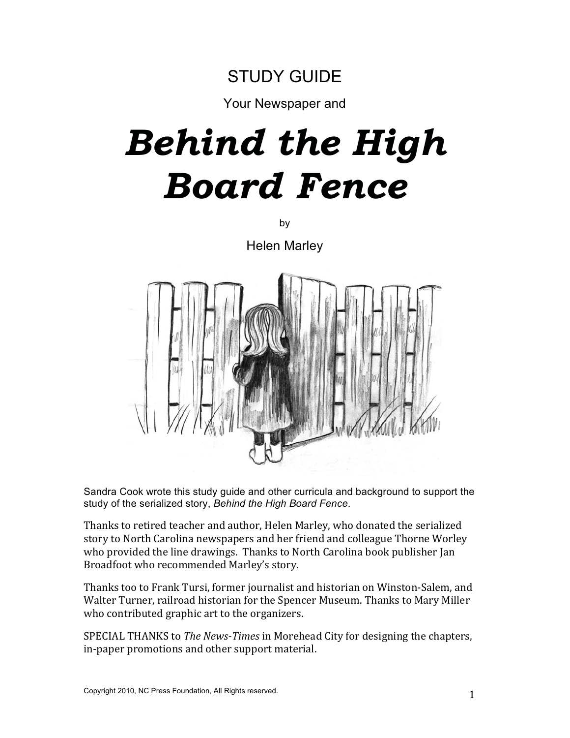STUDY GUIDE

Your Newspaper and

# *Behind the High Board Fence*

by

Helen Marley

Sandra Cook wrote this study guide and other curricula and background to support the study of the serialized story, *Behind the High Board Fence*.

Thanks to retired teacher and author, Helen Marley, who donated the serialized story to North Carolina newspapers and her friend and colleague Thorne Worley who provided the line drawings. Thanks to North Carolina book publisher Jan Broadfoot who recommended Marley's story.

Thanks too to Frank Tursi, former journalist and historian on Winston-Salem, and Walter Turner, railroad historian for the Spencer Museum. Thanks to Mary Miller who contributed graphic art to the organizers.

SPECIAL THANKS to *The News-Times* in Morehead City for designing the chapters, in-paper promotions and other support material.

Copyright 2010, NC Press Foundation, All Rights reserved.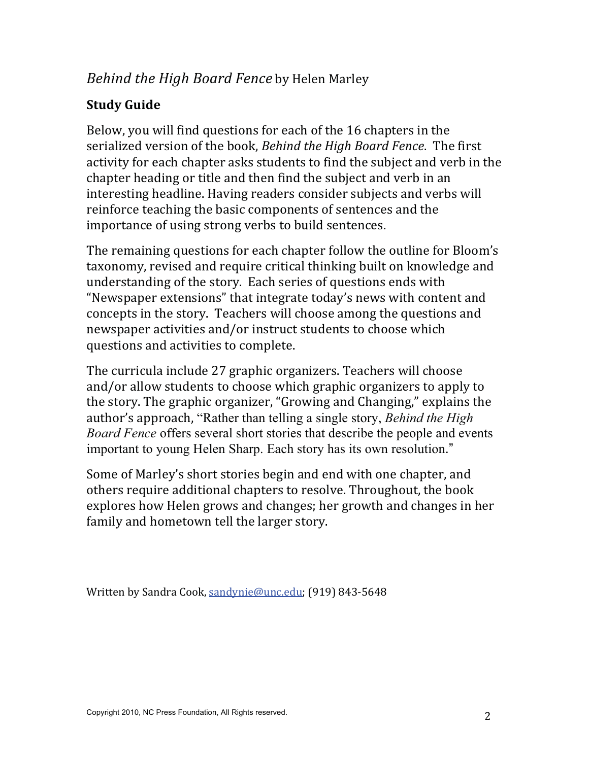## *Behind the High Board Fence* by Helen Marley

### Study Guide

Below, you will find questions for each of the 16 chapters in the serialized version of the book, *Behind the High Board Fence*. The first activity for each chapter asks students to find the subject and verb in the chapter heading or title and then find the subject and verb in an interesting headline. Having readers consider subjects and verbs will reinforce teaching the basic components of sentences and the importance of using strong verbs to build sentences.

The remaining questions for each chapter follow the outline for Bloom's taxonomy, revised and require critical thinking built on knowledge and understanding of the story. Each series of questions ends with "Newspaper extensions" that integrate today's news with content and concepts in the story. Teachers will choose among the questions and newspaper activities and/or instruct students to choose which questions and activities to complete.

The curricula include 27 graphic organizers. Teachers will choose and/or allow students to choose which graphic organizers to apply to the story. The graphic organizer, "Growing and Changing," explains the author's approach, "Rather than telling a single story, *Behind the High Board Fence* offers several short stories that describe the people and events important to young Helen Sharp. Each story has its own resolution."

Some of Marley's short stories begin and end with one chapter, and others require additional chapters to resolve. Throughout, the book explores how Helen grows and changes; her growth and changes in her family and hometown tell the larger story.

Written by Sandra Cook, sandynie@unc.edu; (919) 843-5648

Copyright 2010, NC Press Foundation, All Rights reserved.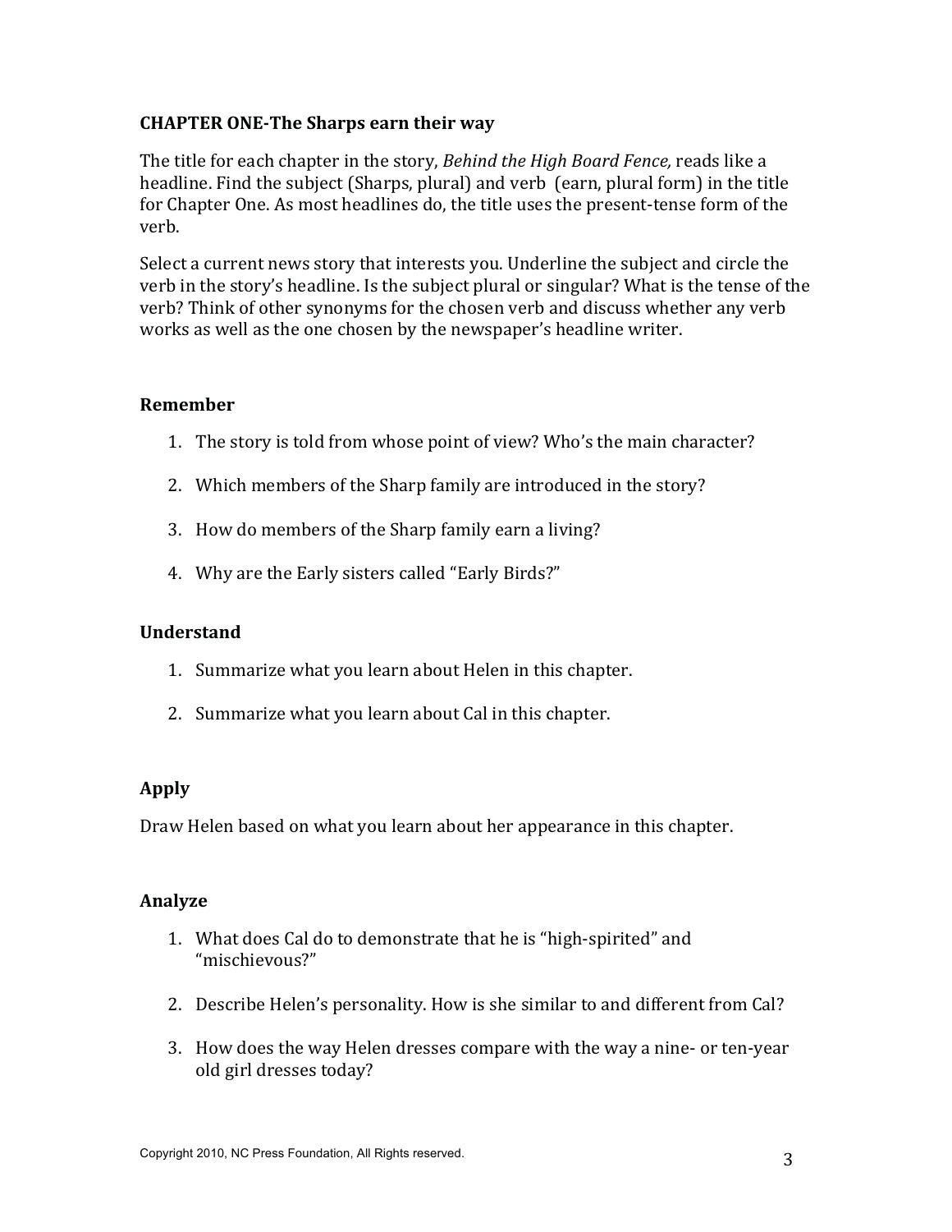**CHAPTER ONE-The Sharps earn their way**

The title for each chapter in the story, *Behind the High Board Fence,* reads like a headline. Find the subject (Sharps, plural) and verb (earn, plural form) in the title for Chapter One. As most headlines do, the title uses the present-tense form of the verb.

Select a current news story that interests you. Underline the subject and circle the verb in the story's headline. Is the subject plural or singular? What is the tense of the verb? Think of other synonyms for the chosen verb and discuss whether any verb works as well as the one chosen by the newspaper's headline writer.

**Remember**

1. The story is told from whose point of view? Who's the main character?
2. Which members of the Sharp family are introduced in the story?
3. How do members of the Sharp family earn a living?
4. Why are the Early sisters called "Early Birds?"

**Understand**

1. Summarize what you learn about Helen in this chapter.
2. Summarize what you learn about Cal in this chapter.

**Apply**

Draw Helen based on what you learn about her appearance in this chapter.

**Analyze**

1. What does Cal do to demonstrate that he is "high-spirited" and "mischievous?"
2. Describe Helen's personality. How is she similar to and different from Cal?
3. How does the way Helen dresses compare with the way a nine- or ten-year old girl dresses today?

Copyright 2010, NC Press Foundation, All Rights reserved.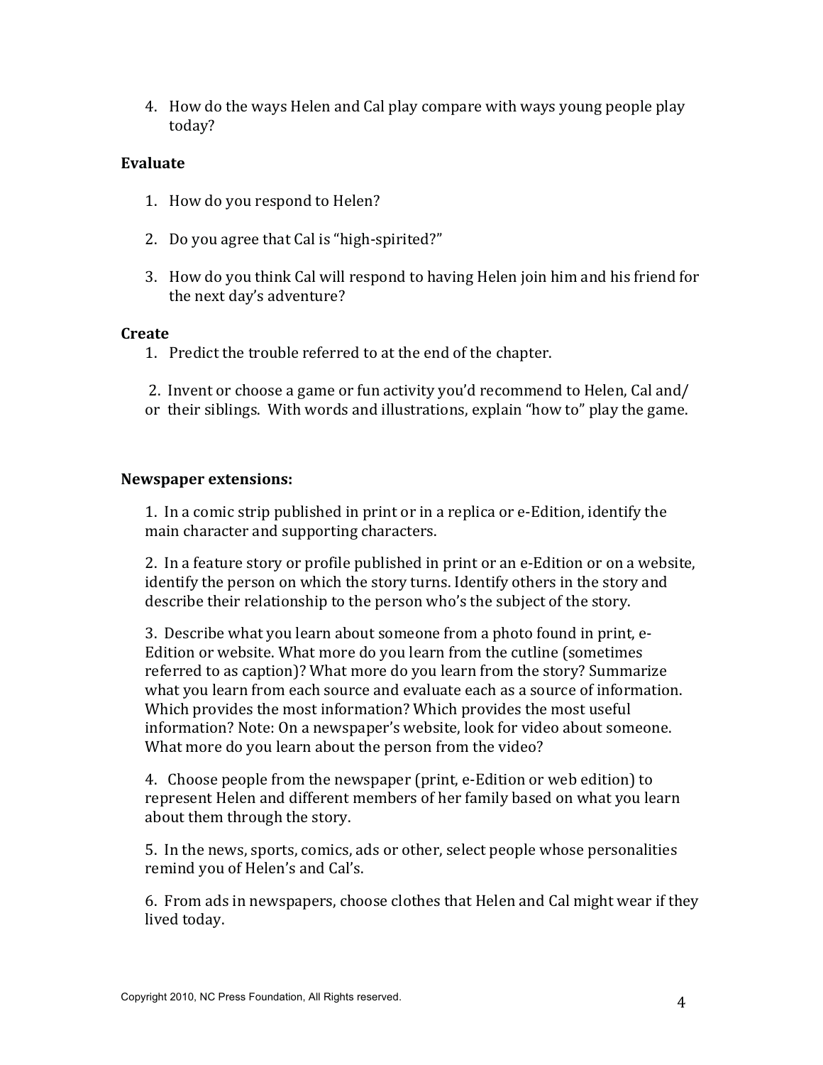4. How do the ways Helen and Cal play compare with ways young people play today?

**Evaluate**

1. How do you respond to Helen?

2. Do you agree that Cal is "high-spirited?"

3. How do you think Cal will respond to having Helen join him and his friend for the next day's adventure?

**Create**

1. Predict the trouble referred to at the end of the chapter.

2. Invent or choose a game or fun activity you'd recommend to Helen, Cal and/ or their siblings. With words and illustrations, explain "how to" play the game.

**Newspaper extensions:**

1. In a comic strip published in print or in a replica or e-Edition, identify the main character and supporting characters.

2. In a feature story or profile published in print or an e-Edition or on a website, identify the person on which the story turns. Identify others in the story and describe their relationship to the person who's the subject of the story.

3. Describe what you learn about someone from a photo found in print, e-Edition or website. What more do you learn from the cutline (sometimes referred to as caption)? What more do you learn from the story? Summarize what you learn from each source and evaluate each as a source of information. Which provides the most information? Which provides the most useful information? Note: On a newspaper's website, look for video about someone. What more do you learn about the person from the video?

4. Choose people from the newspaper (print, e-Edition or web edition) to represent Helen and different members of her family based on what you learn about them through the story.

5. In the news, sports, comics, ads or other, select people whose personalities remind you of Helen's and Cal's.

6. From ads in newspapers, choose clothes that Helen and Cal might wear if they lived today.

Copyright 2010, NC Press Foundation, All Rights reserved.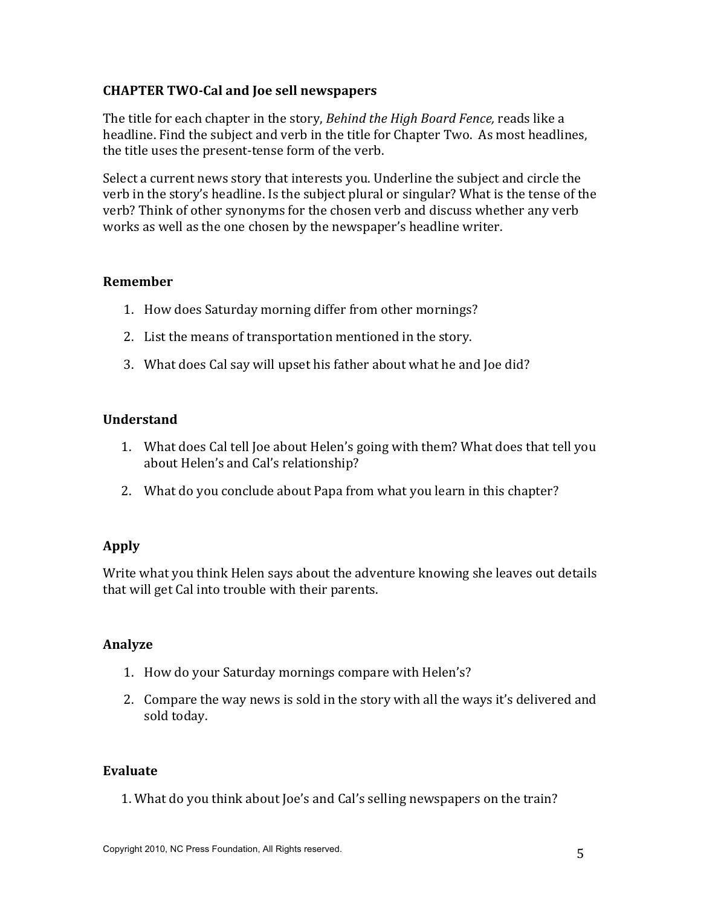## CHAPTER TWO-Cal and Joe sell newspapers

The title for each chapter in the story, *Behind the High Board Fence,* reads like a headline. Find the subject and verb in the title for Chapter Two. As most headlines, the title uses the present-tense form of the verb.

Select a current news story that interests you. Underline the subject and circle the verb in the story's headline. Is the subject plural or singular? What is the tense of the verb? Think of other synonyms for the chosen verb and discuss whether any verb works as well as the one chosen by the newspaper's headline writer.

### Remember

1. How does Saturday morning differ from other mornings?
2. List the means of transportation mentioned in the story.
3. What does Cal say will upset his father about what he and Joe did?

### Understand

1. What does Cal tell Joe about Helen's going with them? What does that tell you about Helen's and Cal's relationship?
2. What do you conclude about Papa from what you learn in this chapter?

### Apply

Write what you think Helen says about the adventure knowing she leaves out details that will get Cal into trouble with their parents.

### Analyze

1. How do your Saturday mornings compare with Helen's?
2. Compare the way news is sold in the story with all the ways it's delivered and sold today.

### Evaluate

1. What do you think about Joe's and Cal's selling newspapers on the train?

Copyright 2010, NC Press Foundation, All Rights reserved.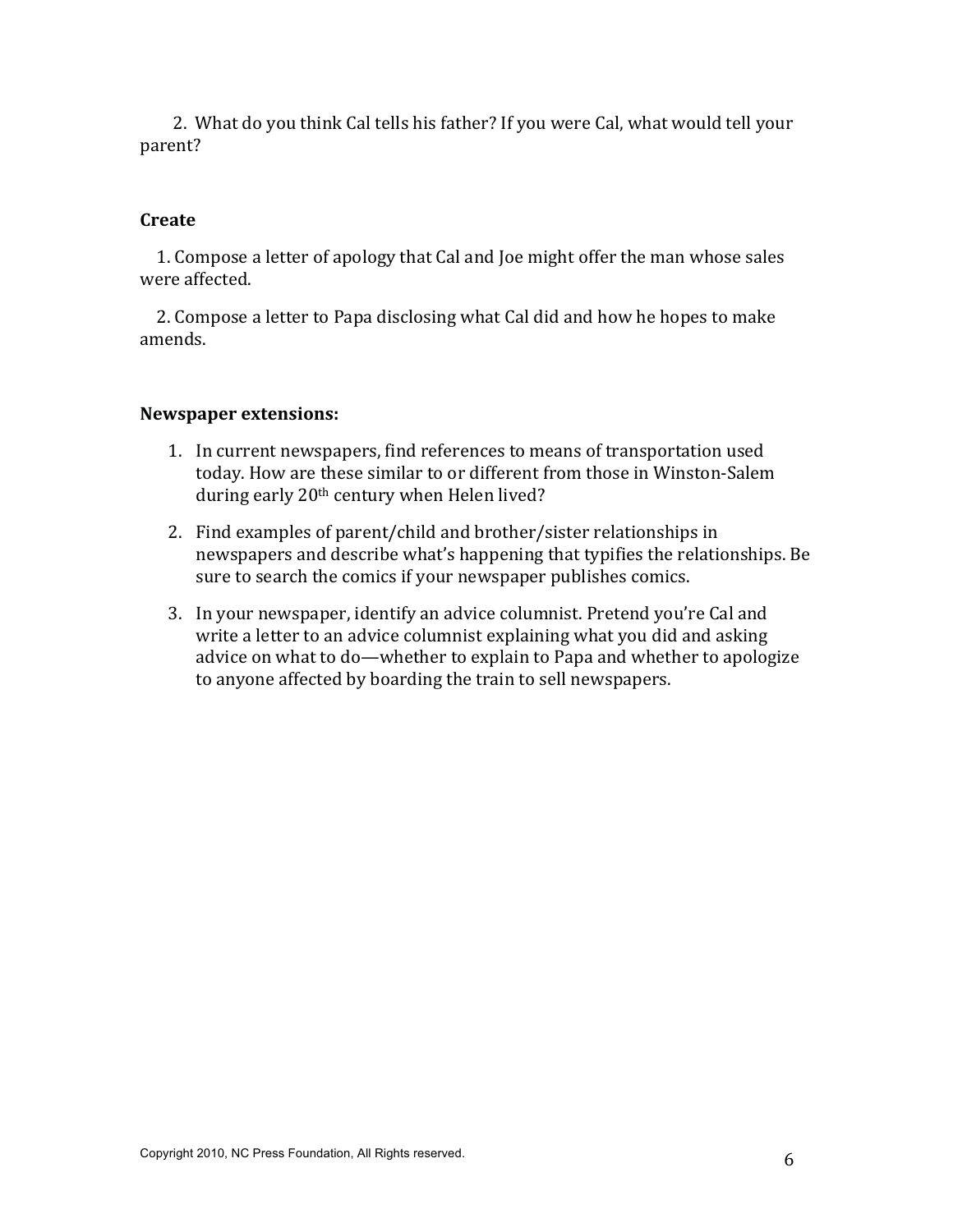2. What do you think Cal tells his father? If you were Cal, what would tell your parent?

**Create**

1. Compose a letter of apology that Cal and Joe might offer the man whose sales were affected.

2. Compose a letter to Papa disclosing what Cal did and how he hopes to make amends.

**Newspaper extensions:**

1. In current newspapers, find references to means of transportation used today. How are these similar to or different from those in Winston-Salem during early 20th century when Helen lived?
2. Find examples of parent/child and brother/sister relationships in newspapers and describe what's happening that typifies the relationships. Be sure to search the comics if your newspaper publishes comics.
3. In your newspaper, identify an advice columnist. Pretend you're Cal and write a letter to an advice columnist explaining what you did and asking advice on what to do—whether to explain to Papa and whether to apologize to anyone affected by boarding the train to sell newspapers.

Copyright 2010, NC Press Foundation, All Rights reserved.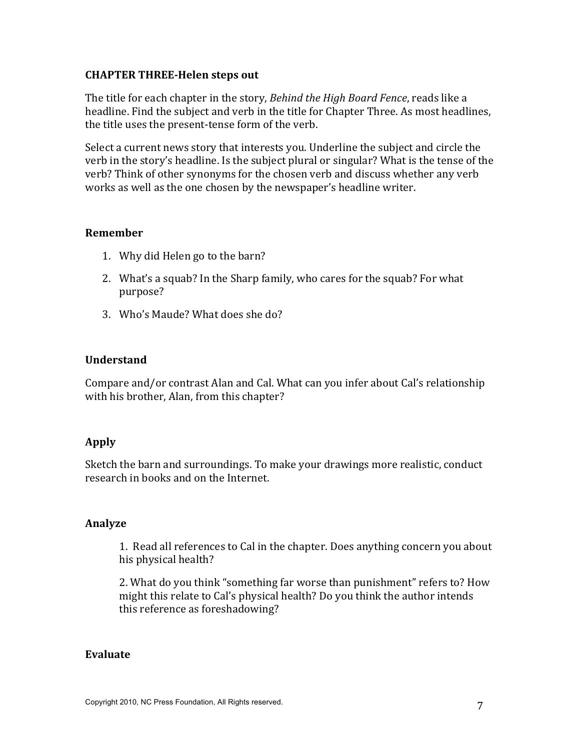### CHAPTER THREE-Helen steps out

The title for each chapter in the story, *Behind the High Board Fence*, reads like a headline. Find the subject and verb in the title for Chapter Three. As most headlines, the title uses the present-tense form of the verb.

Select a current news story that interests you. Underline the subject and circle the verb in the story's headline. Is the subject plural or singular? What is the tense of the verb? Think of other synonyms for the chosen verb and discuss whether any verb works as well as the one chosen by the newspaper's headline writer.

### Remember

1. Why did Helen go to the barn?
2. What's a squab? In the Sharp family, who cares for the squab? For what purpose?
3. Who's Maude? What does she do?

### Understand

Compare and/or contrast Alan and Cal. What can you infer about Cal's relationship with his brother, Alan, from this chapter?

### Apply

Sketch the barn and surroundings. To make your drawings more realistic, conduct research in books and on the Internet.

### Analyze

1. Read all references to Cal in the chapter. Does anything concern you about his physical health?

2. What do you think "something far worse than punishment" refers to? How might this relate to Cal's physical health? Do you think the author intends this reference as foreshadowing?

### Evaluate

Copyright 2010, NC Press Foundation, All Rights reserved.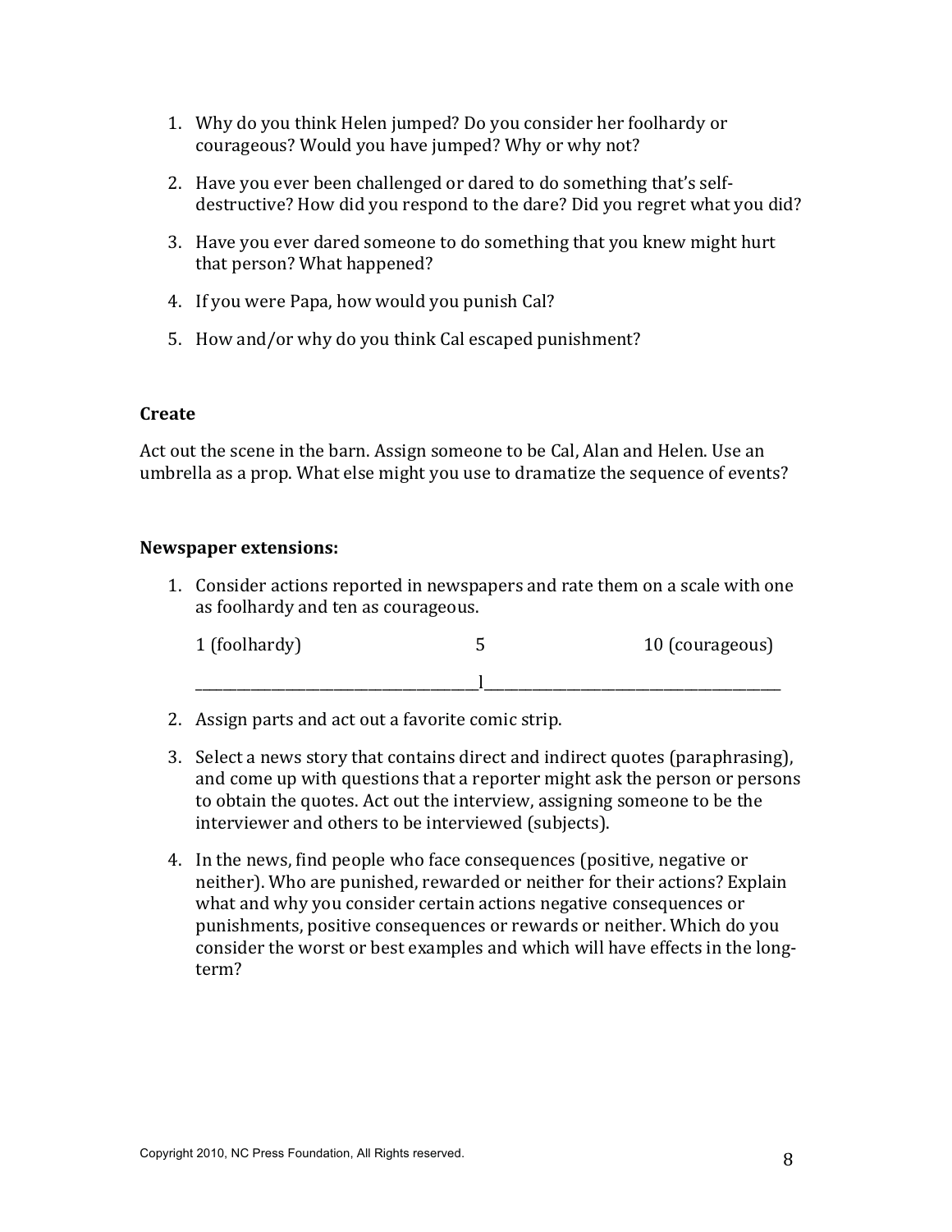1. Why do you think Helen jumped? Do you consider her foolhardy or courageous? Would you have jumped? Why or why not?

2. Have you ever been challenged or dared to do something that's self-destructive? How did you respond to the dare? Did you regret what you did?

3. Have you ever dared someone to do something that you knew might hurt that person? What happened?

4. If you were Papa, how would you punish Cal?

5. How and/or why do you think Cal escaped punishment?

**Create**

Act out the scene in the barn. Assign someone to be Cal, Alan and Helen. Use an umbrella as a prop. What else might you use to dramatize the sequence of events?

**Newspaper extensions:**

1. Consider actions reported in newspapers and rate them on a scale with one as foolhardy and ten as courageous.

   1 (foolhardy) 5 10 (courageous)

   ________________________________________l__________________________________________

2. Assign parts and act out a favorite comic strip.

3. Select a news story that contains direct and indirect quotes (paraphrasing), and come up with questions that a reporter might ask the person or persons to obtain the quotes. Act out the interview, assigning someone to be the interviewer and others to be interviewed (subjects).

4. In the news, find people who face consequences (positive, negative or neither). Who are punished, rewarded or neither for their actions? Explain what and why you consider certain actions negative consequences or punishments, positive consequences or rewards or neither. Which do you consider the worst or best examples and which will have effects in the long-term?

Copyright 2010, NC Press Foundation, All Rights reserved.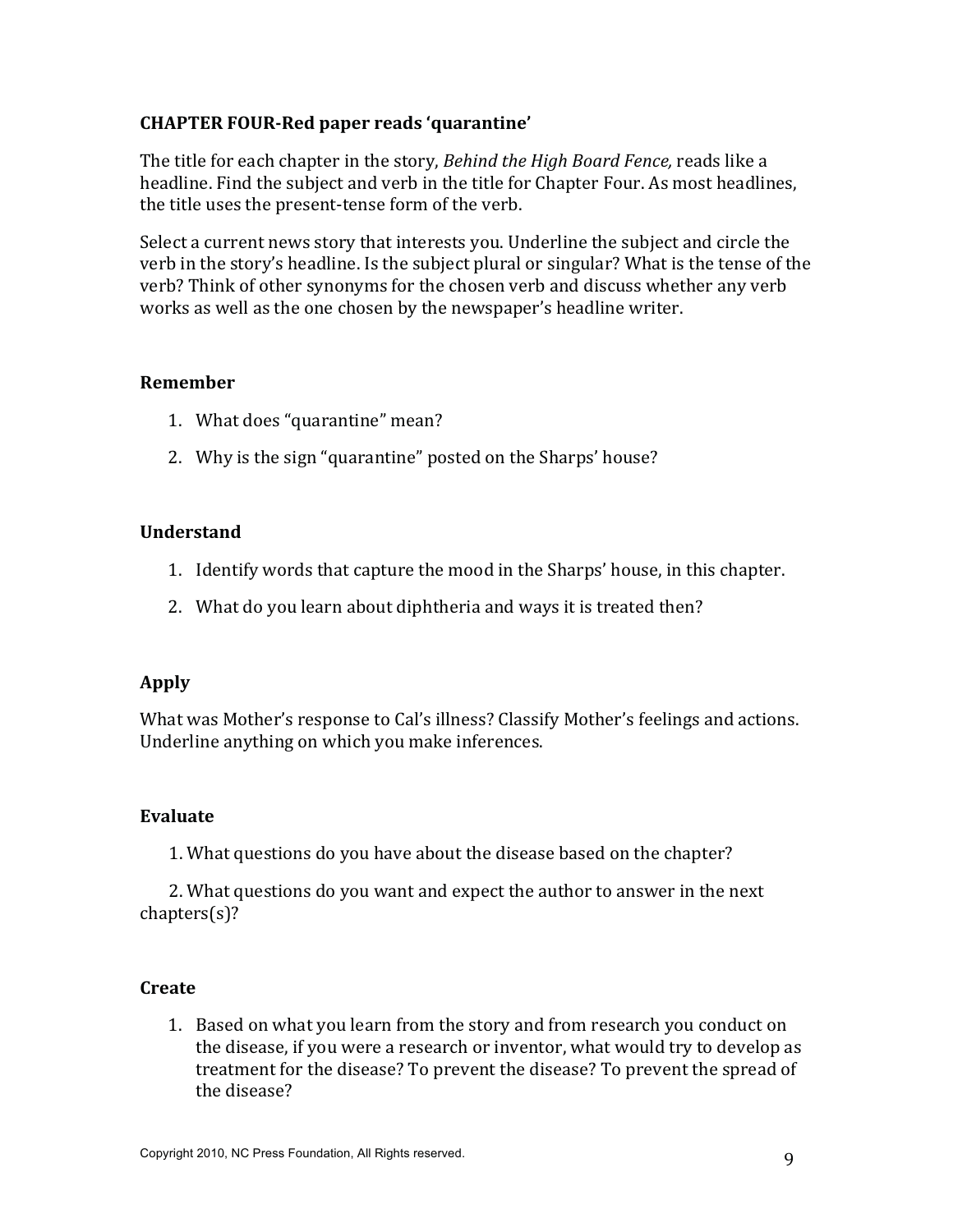**CHAPTER FOUR-Red paper reads 'quarantine'**

The title for each chapter in the story, *Behind the High Board Fence,* reads like a headline. Find the subject and verb in the title for Chapter Four. As most headlines, the title uses the present-tense form of the verb.

Select a current news story that interests you. Underline the subject and circle the verb in the story's headline. Is the subject plural or singular? What is the tense of the verb? Think of other synonyms for the chosen verb and discuss whether any verb works as well as the one chosen by the newspaper's headline writer.

### Remember

1. What does "quarantine" mean?
2. Why is the sign "quarantine" posted on the Sharps' house?

### Understand

1. Identify words that capture the mood in the Sharps' house, in this chapter.
2. What do you learn about diphtheria and ways it is treated then?

### Apply

What was Mother's response to Cal's illness? Classify Mother's feelings and actions. Underline anything on which you make inferences.

### Evaluate

1. What questions do you have about the disease based on the chapter?

2. What questions do you want and expect the author to answer in the next chapters(s)?

### Create

1. Based on what you learn from the story and from research you conduct on the disease, if you were a research or inventor, what would try to develop as treatment for the disease? To prevent the disease? To prevent the spread of the disease?

Copyright 2010, NC Press Foundation, All Rights reserved.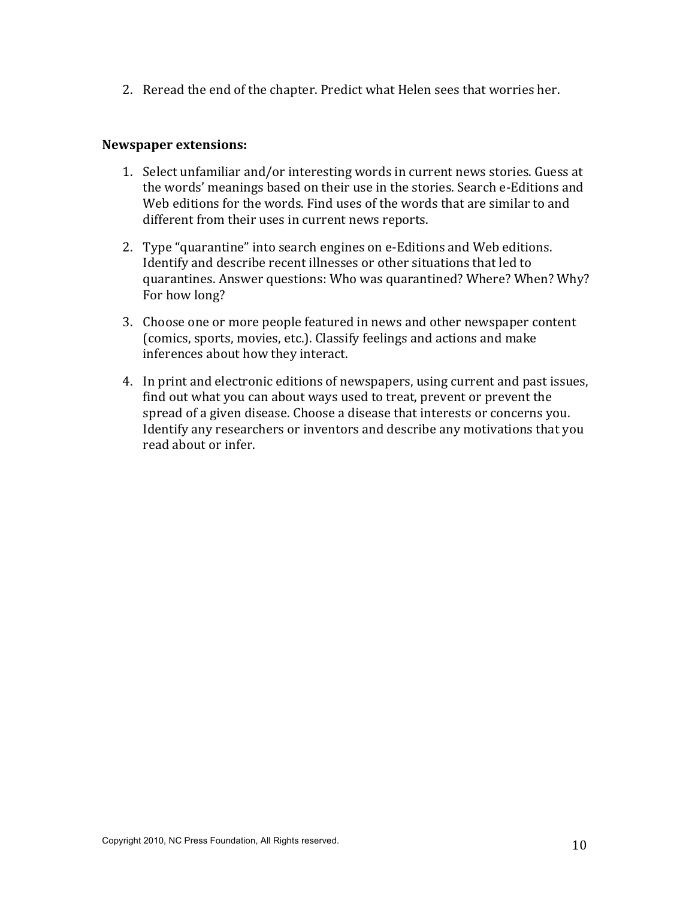2. Reread the end of the chapter. Predict what Helen sees that worries her.

**Newspaper extensions:**

1. Select unfamiliar and/or interesting words in current news stories. Guess at the words' meanings based on their use in the stories. Search e-Editions and Web editions for the words. Find uses of the words that are similar to and different from their uses in current news reports.

2. Type "quarantine" into search engines on e-Editions and Web editions. Identify and describe recent illnesses or other situations that led to quarantines. Answer questions: Who was quarantined? Where? When? Why? For how long?

3. Choose one or more people featured in news and other newspaper content (comics, sports, movies, etc.). Classify feelings and actions and make inferences about how they interact.

4. In print and electronic editions of newspapers, using current and past issues, find out what you can about ways used to treat, prevent or prevent the spread of a given disease. Choose a disease that interests or concerns you. Identify any researchers or inventors and describe any motivations that you read about or infer.

Copyright 2010, NC Press Foundation, All Rights reserved.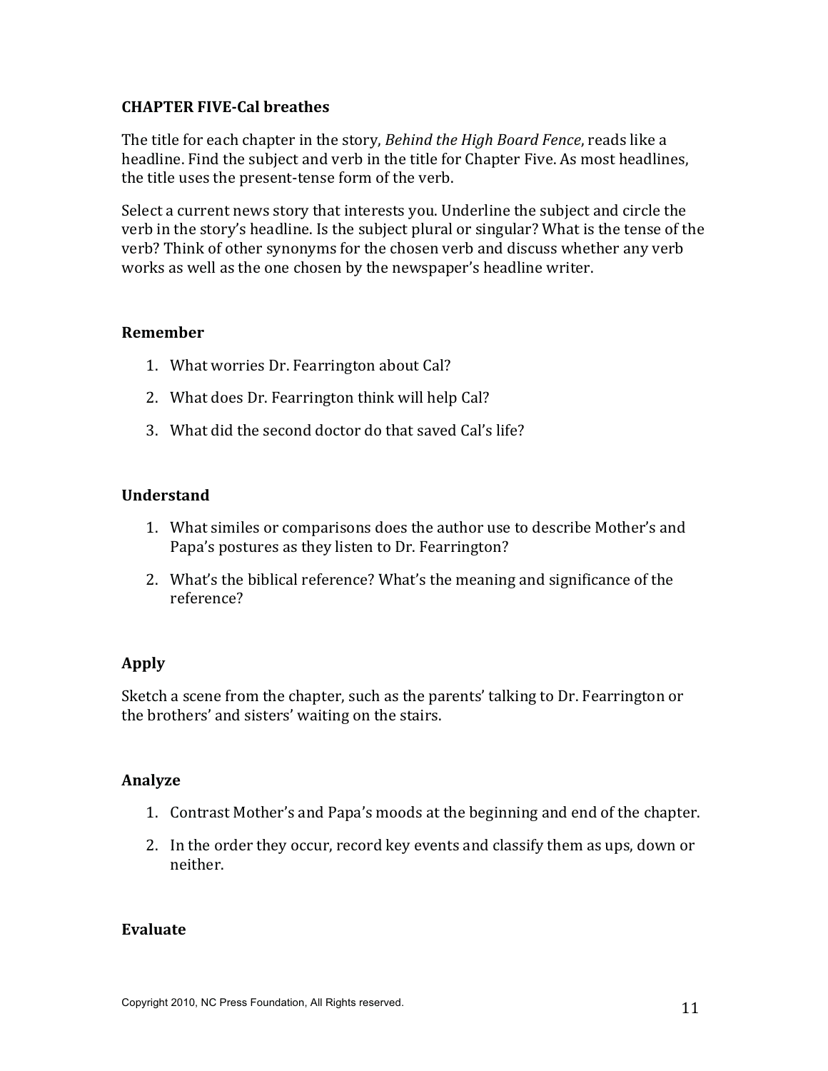### CHAPTER FIVE-Cal breathes

The title for each chapter in the story, *Behind the High Board Fence*, reads like a headline. Find the subject and verb in the title for Chapter Five. As most headlines, the title uses the present-tense form of the verb.

Select a current news story that interests you. Underline the subject and circle the verb in the story's headline. Is the subject plural or singular? What is the tense of the verb? Think of other synonyms for the chosen verb and discuss whether any verb works as well as the one chosen by the newspaper's headline writer.

#### Remember

1. What worries Dr. Fearrington about Cal?
2. What does Dr. Fearrington think will help Cal?
3. What did the second doctor do that saved Cal's life?

#### Understand

1. What similes or comparisons does the author use to describe Mother's and Papa's postures as they listen to Dr. Fearrington?
2. What's the biblical reference? What's the meaning and significance of the reference?

#### Apply

Sketch a scene from the chapter, such as the parents' talking to Dr. Fearrington or the brothers' and sisters' waiting on the stairs.

#### Analyze

1. Contrast Mother's and Papa's moods at the beginning and end of the chapter.
2. In the order they occur, record key events and classify them as ups, down or neither.

#### Evaluate

Copyright 2010, NC Press Foundation, All Rights reserved.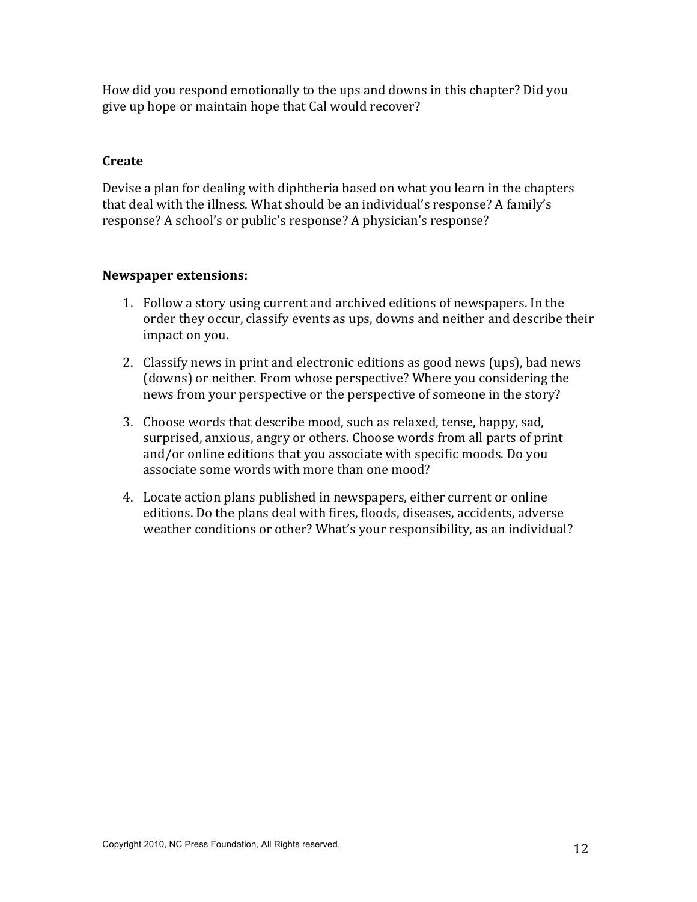How did you respond emotionally to the ups and downs in this chapter? Did you give up hope or maintain hope that Cal would recover?

**Create**

Devise a plan for dealing with diphtheria based on what you learn in the chapters that deal with the illness. What should be an individual's response? A family's response? A school's or public's response? A physician's response?

**Newspaper extensions:**

1. Follow a story using current and archived editions of newspapers. In the order they occur, classify events as ups, downs and neither and describe their impact on you.
2. Classify news in print and electronic editions as good news (ups), bad news (downs) or neither. From whose perspective? Where you considering the news from your perspective or the perspective of someone in the story?
3. Choose words that describe mood, such as relaxed, tense, happy, sad, surprised, anxious, angry or others. Choose words from all parts of print and/or online editions that you associate with specific moods. Do you associate some words with more than one mood?
4. Locate action plans published in newspapers, either current or online editions. Do the plans deal with fires, floods, diseases, accidents, adverse weather conditions or other? What's your responsibility, as an individual?

Copyright 2010, NC Press Foundation, All Rights reserved.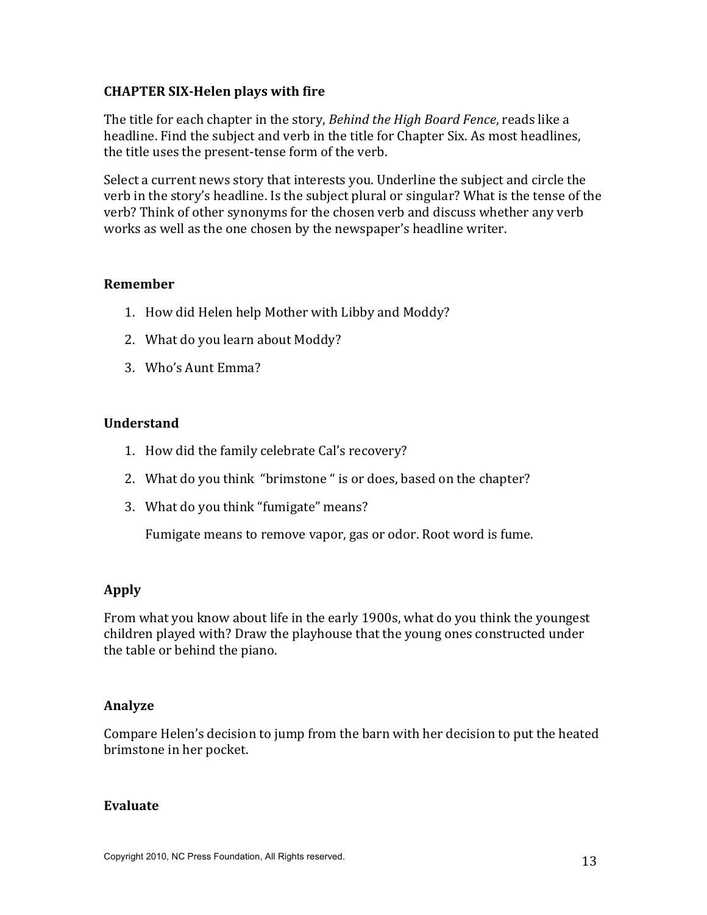**CHAPTER SIX-Helen plays with fire**

The title for each chapter in the story, *Behind the High Board Fence*, reads like a headline. Find the subject and verb in the title for Chapter Six. As most headlines, the title uses the present-tense form of the verb.

Select a current news story that interests you. Underline the subject and circle the verb in the story's headline. Is the subject plural or singular? What is the tense of the verb? Think of other synonyms for the chosen verb and discuss whether any verb works as well as the one chosen by the newspaper's headline writer.

### Remember

1. How did Helen help Mother with Libby and Moddy?
2. What do you learn about Moddy?
3. Who's Aunt Emma?

### Understand

1. How did the family celebrate Cal's recovery?
2. What do you think "brimstone " is or does, based on the chapter?
3. What do you think "fumigate" means?

   Fumigate means to remove vapor, gas or odor. Root word is fume.

### Apply

From what you know about life in the early 1900s, what do you think the youngest children played with? Draw the playhouse that the young ones constructed under the table or behind the piano.

### Analyze

Compare Helen's decision to jump from the barn with her decision to put the heated brimstone in her pocket.

### Evaluate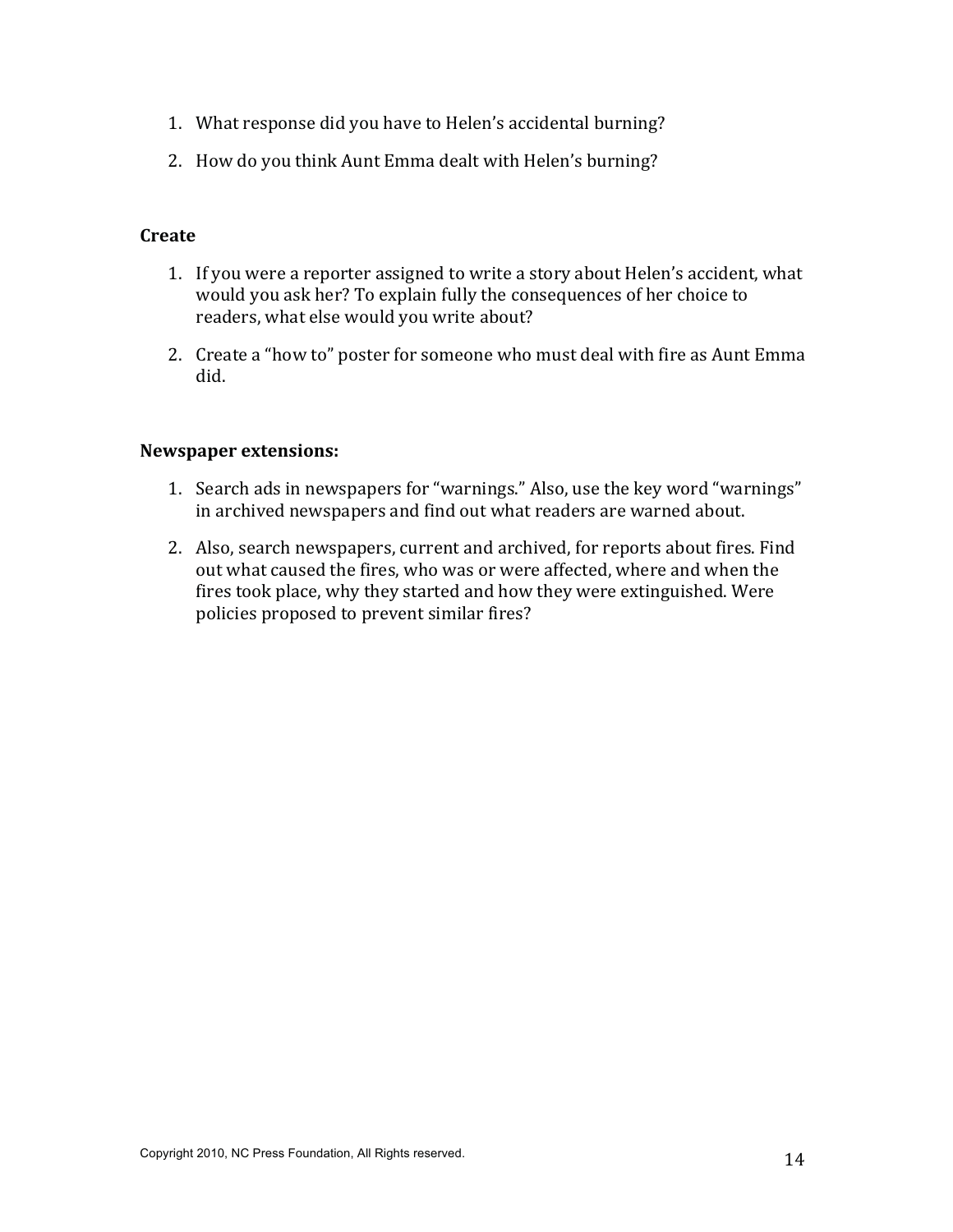1. What response did you have to Helen's accidental burning?
2. How do you think Aunt Emma dealt with Helen's burning?

**Create**

1. If you were a reporter assigned to write a story about Helen's accident, what would you ask her? To explain fully the consequences of her choice to readers, what else would you write about?
2. Create a "how to" poster for someone who must deal with fire as Aunt Emma did.

**Newspaper extensions:**

1. Search ads in newspapers for "warnings." Also, use the key word "warnings" in archived newspapers and find out what readers are warned about.
2. Also, search newspapers, current and archived, for reports about fires. Find out what caused the fires, who was or were affected, where and when the fires took place, why they started and how they were extinguished. Were policies proposed to prevent similar fires?

Copyright 2010, NC Press Foundation, All Rights reserved.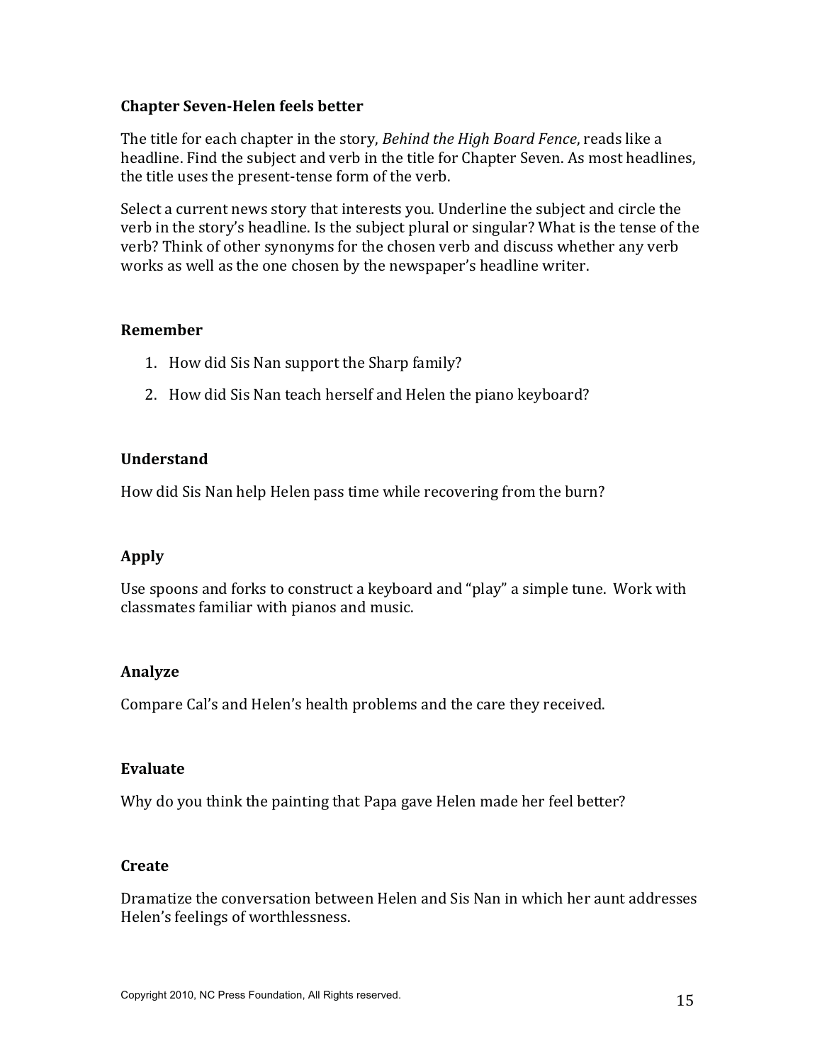## Chapter Seven-Helen feels better

The title for each chapter in the story, *Behind the High Board Fence*, reads like a headline. Find the subject and verb in the title for Chapter Seven. As most headlines, the title uses the present-tense form of the verb.

Select a current news story that interests you. Underline the subject and circle the verb in the story's headline. Is the subject plural or singular? What is the tense of the verb? Think of other synonyms for the chosen verb and discuss whether any verb works as well as the one chosen by the newspaper's headline writer.

### Remember

1. How did Sis Nan support the Sharp family?
2. How did Sis Nan teach herself and Helen the piano keyboard?

### Understand

How did Sis Nan help Helen pass time while recovering from the burn?

### Apply

Use spoons and forks to construct a keyboard and "play" a simple tune. Work with classmates familiar with pianos and music.

### Analyze

Compare Cal's and Helen's health problems and the care they received.

### Evaluate

Why do you think the painting that Papa gave Helen made her feel better?

### Create

Dramatize the conversation between Helen and Sis Nan in which her aunt addresses Helen's feelings of worthlessness.

Copyright 2010, NC Press Foundation, All Rights reserved.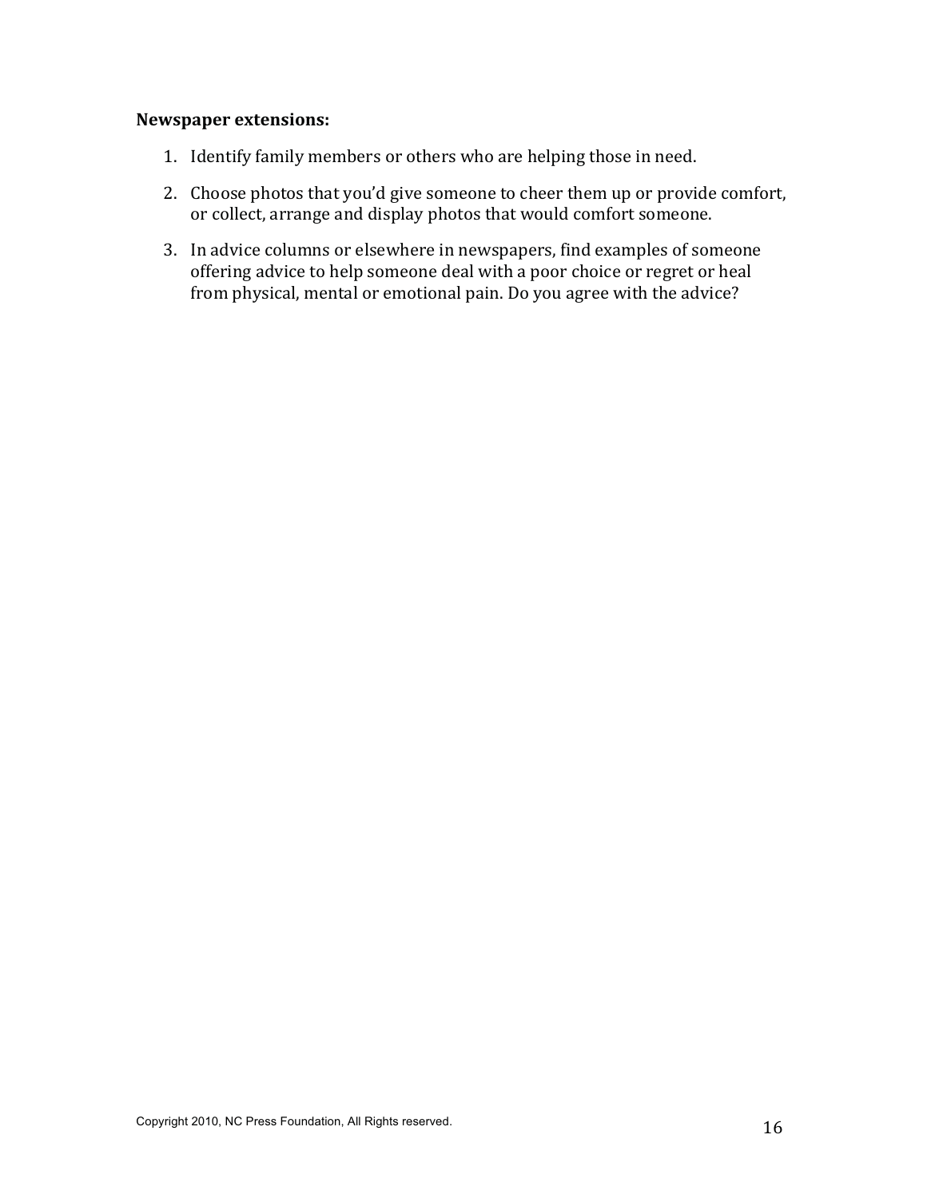**Newspaper extensions:**

1. Identify family members or others who are helping those in need.
2. Choose photos that you'd give someone to cheer them up or provide comfort, or collect, arrange and display photos that would comfort someone.
3. In advice columns or elsewhere in newspapers, find examples of someone offering advice to help someone deal with a poor choice or regret or heal from physical, mental or emotional pain. Do you agree with the advice?

Copyright 2010, NC Press Foundation, All Rights reserved.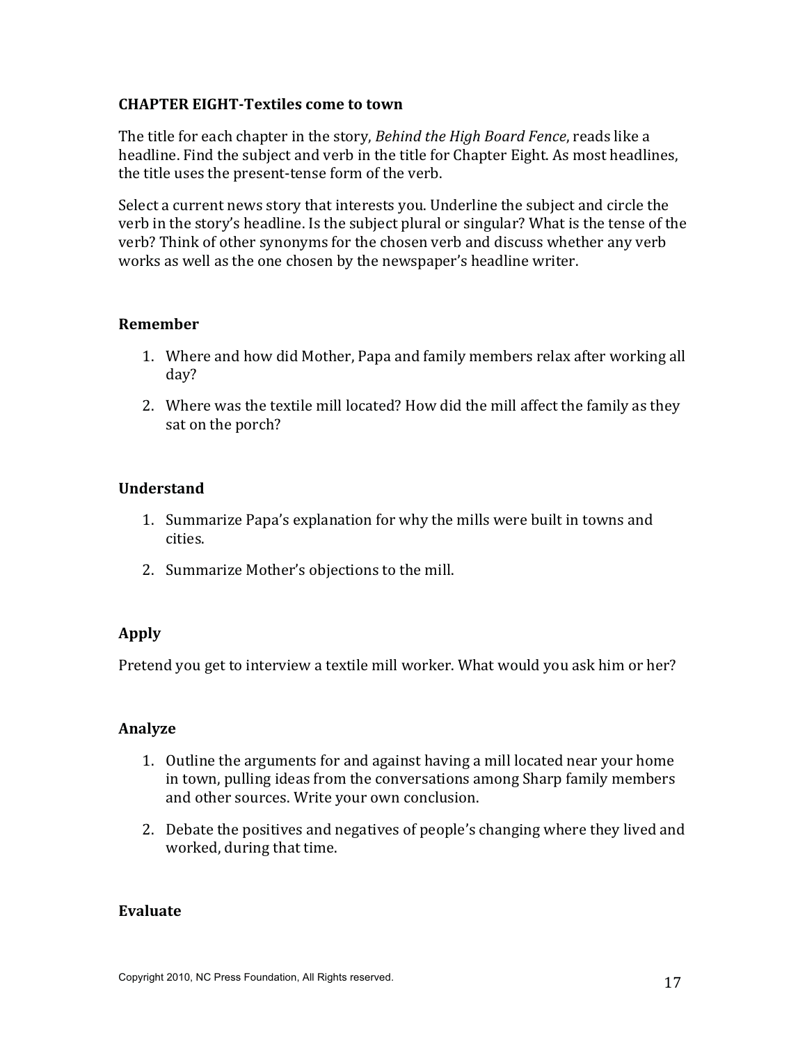**CHAPTER EIGHT-Textiles come to town**

The title for each chapter in the story, *Behind the High Board Fence*, reads like a headline. Find the subject and verb in the title for Chapter Eight. As most headlines, the title uses the present-tense form of the verb.

Select a current news story that interests you. Underline the subject and circle the verb in the story's headline. Is the subject plural or singular? What is the tense of the verb? Think of other synonyms for the chosen verb and discuss whether any verb works as well as the one chosen by the newspaper's headline writer.

### Remember

1. Where and how did Mother, Papa and family members relax after working all day?
2. Where was the textile mill located? How did the mill affect the family as they sat on the porch?

### Understand

1. Summarize Papa's explanation for why the mills were built in towns and cities.
2. Summarize Mother's objections to the mill.

### Apply

Pretend you get to interview a textile mill worker. What would you ask him or her?

### Analyze

1. Outline the arguments for and against having a mill located near your home in town, pulling ideas from the conversations among Sharp family members and other sources. Write your own conclusion.
2. Debate the positives and negatives of people's changing where they lived and worked, during that time.

### Evaluate

Copyright 2010, NC Press Foundation, All Rights reserved.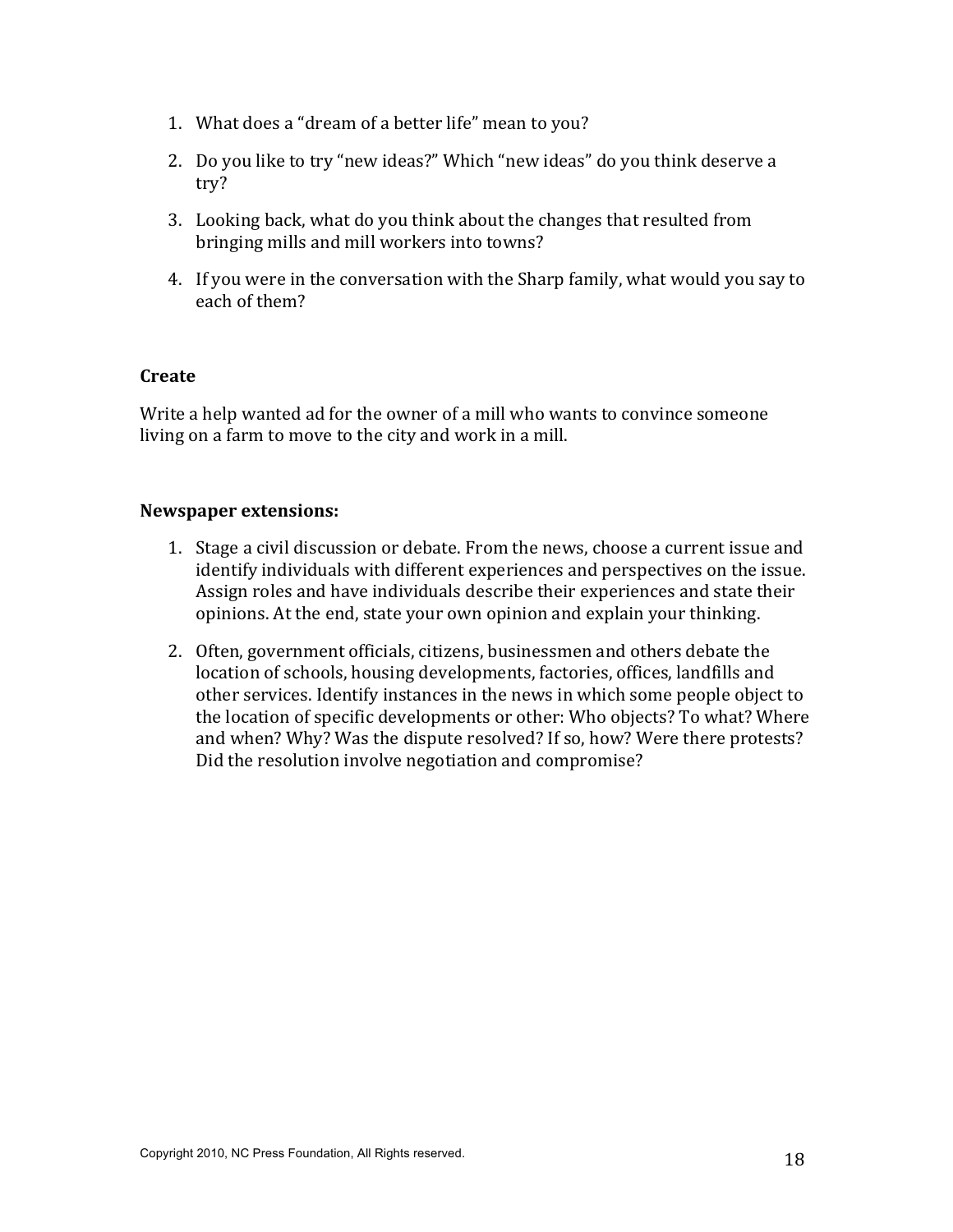1. What does a "dream of a better life" mean to you?
2. Do you like to try "new ideas?" Which "new ideas" do you think deserve a try?
3. Looking back, what do you think about the changes that resulted from bringing mills and mill workers into towns?
4. If you were in the conversation with the Sharp family, what would you say to each of them?

**Create**

Write a help wanted ad for the owner of a mill who wants to convince someone living on a farm to move to the city and work in a mill.

**Newspaper extensions:**

1. Stage a civil discussion or debate. From the news, choose a current issue and identify individuals with different experiences and perspectives on the issue. Assign roles and have individuals describe their experiences and state their opinions. At the end, state your own opinion and explain your thinking.
2. Often, government officials, citizens, businessmen and others debate the location of schools, housing developments, factories, offices, landfills and other services. Identify instances in the news in which some people object to the location of specific developments or other: Who objects? To what? Where and when? Why? Was the dispute resolved? If so, how? Were there protests? Did the resolution involve negotiation and compromise?

Copyright 2010, NC Press Foundation, All Rights reserved.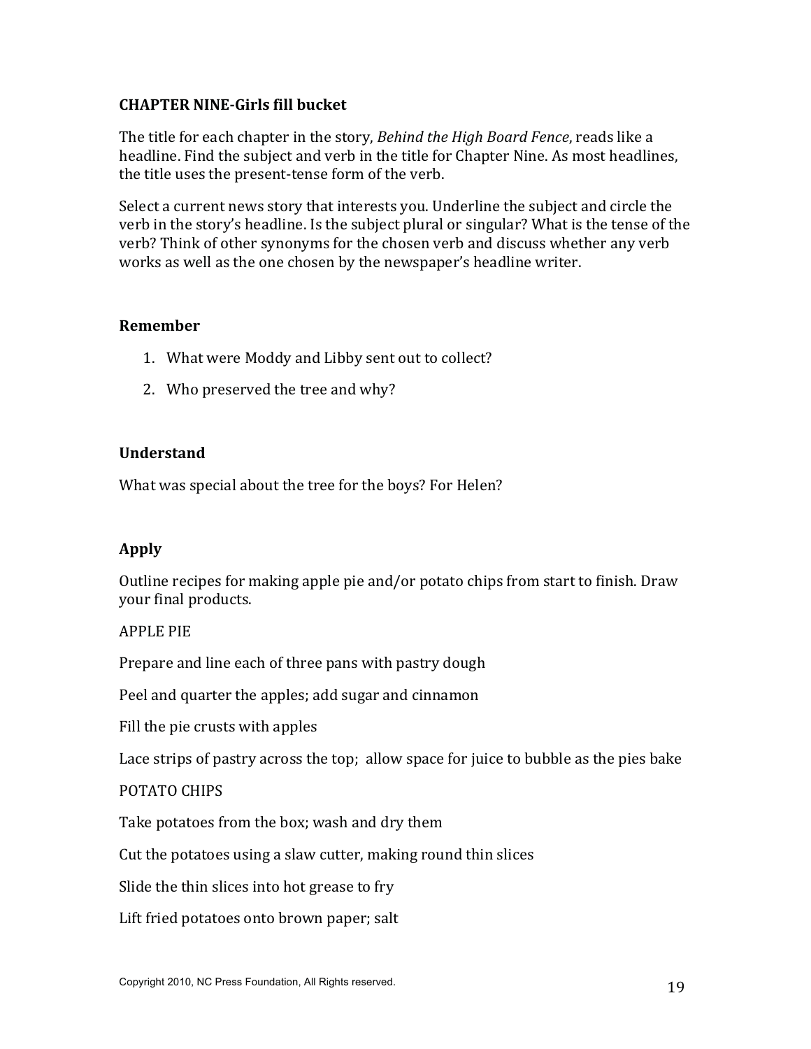**CHAPTER NINE-Girls fill bucket**

The title for each chapter in the story, *Behind the High Board Fence*, reads like a headline. Find the subject and verb in the title for Chapter Nine. As most headlines, the title uses the present-tense form of the verb.

Select a current news story that interests you. Underline the subject and circle the verb in the story's headline. Is the subject plural or singular? What is the tense of the verb? Think of other synonyms for the chosen verb and discuss whether any verb works as well as the one chosen by the newspaper's headline writer.

**Remember**

1. What were Moddy and Libby sent out to collect?
2. Who preserved the tree and why?

**Understand**

What was special about the tree for the boys? For Helen?

**Apply**

Outline recipes for making apple pie and/or potato chips from start to finish. Draw your final products.

APPLE PIE

Prepare and line each of three pans with pastry dough

Peel and quarter the apples; add sugar and cinnamon

Fill the pie crusts with apples

Lace strips of pastry across the top; allow space for juice to bubble as the pies bake

POTATO CHIPS

Take potatoes from the box; wash and dry them

Cut the potatoes using a slaw cutter, making round thin slices

Slide the thin slices into hot grease to fry

Lift fried potatoes onto brown paper; salt

Copyright 2010, NC Press Foundation, All Rights reserved.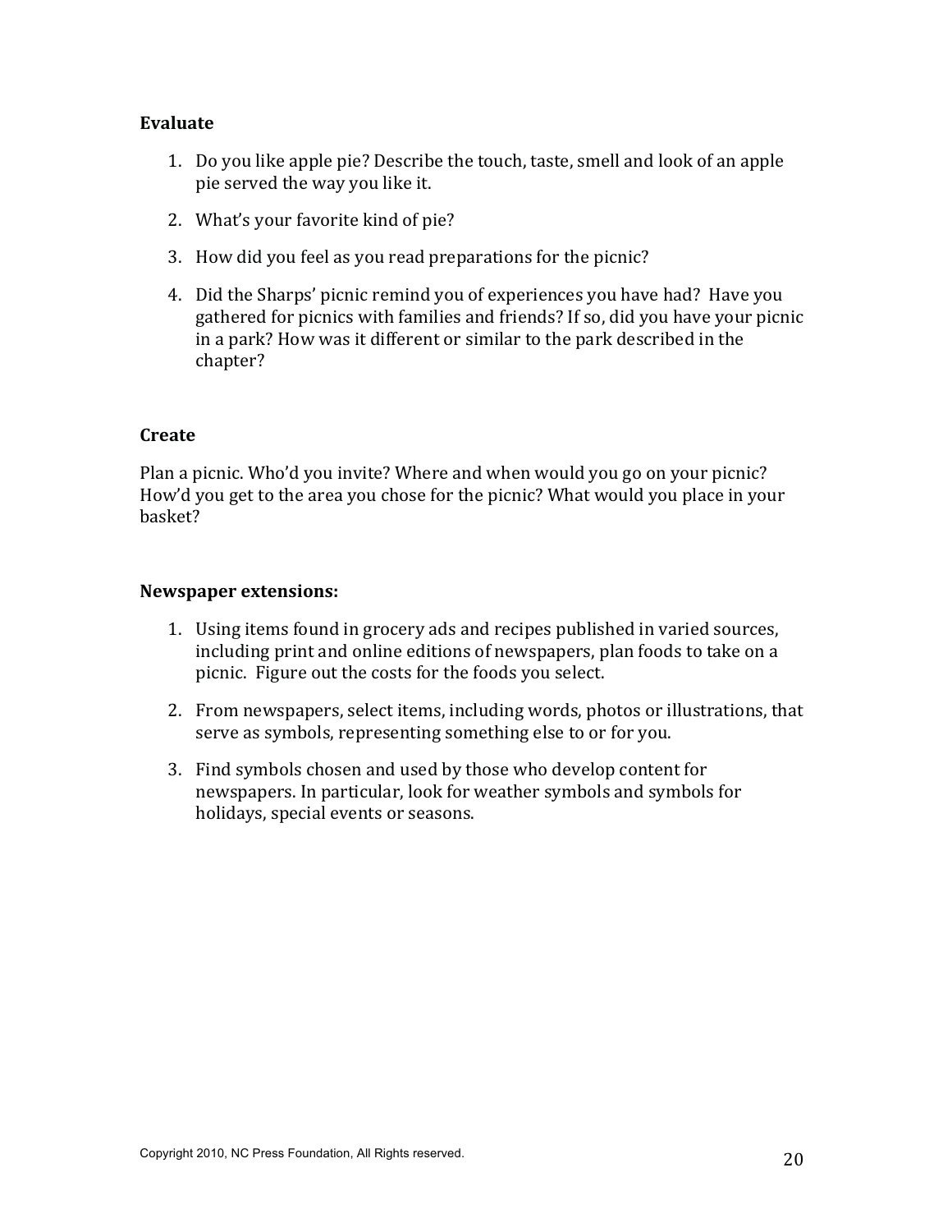**Evaluate**

1. Do you like apple pie? Describe the touch, taste, smell and look of an apple pie served the way you like it.
2. What's your favorite kind of pie?
3. How did you feel as you read preparations for the picnic?
4. Did the Sharps' picnic remind you of experiences you have had? Have you gathered for picnics with families and friends? If so, did you have your picnic in a park? How was it different or similar to the park described in the chapter?

**Create**

Plan a picnic. Who'd you invite? Where and when would you go on your picnic? How'd you get to the area you chose for the picnic? What would you place in your basket?

**Newspaper extensions:**

1. Using items found in grocery ads and recipes published in varied sources, including print and online editions of newspapers, plan foods to take on a picnic. Figure out the costs for the foods you select.
2. From newspapers, select items, including words, photos or illustrations, that serve as symbols, representing something else to or for you.
3. Find symbols chosen and used by those who develop content for newspapers. In particular, look for weather symbols and symbols for holidays, special events or seasons.

Copyright 2010, NC Press Foundation, All Rights reserved.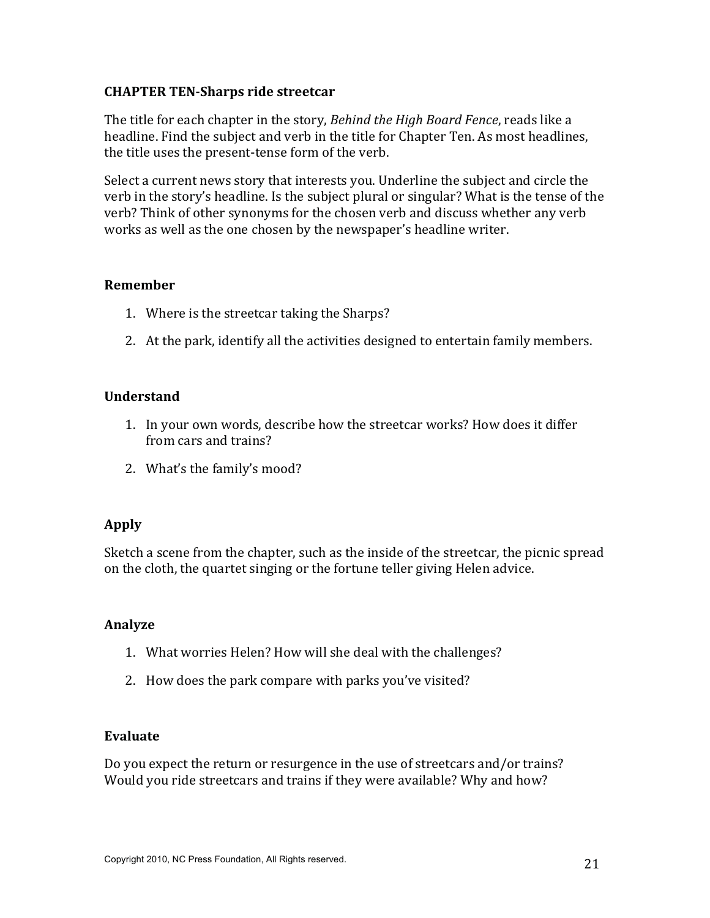**CHAPTER TEN-Sharps ride streetcar**

The title for each chapter in the story, *Behind the High Board Fence*, reads like a headline. Find the subject and verb in the title for Chapter Ten. As most headlines, the title uses the present-tense form of the verb.

Select a current news story that interests you. Underline the subject and circle the verb in the story's headline. Is the subject plural or singular? What is the tense of the verb? Think of other synonyms for the chosen verb and discuss whether any verb works as well as the one chosen by the newspaper's headline writer.

### Remember

1. Where is the streetcar taking the Sharps?
2. At the park, identify all the activities designed to entertain family members.

### Understand

1. In your own words, describe how the streetcar works? How does it differ from cars and trains?
2. What's the family's mood?

### Apply

Sketch a scene from the chapter, such as the inside of the streetcar, the picnic spread on the cloth, the quartet singing or the fortune teller giving Helen advice.

### Analyze

1. What worries Helen? How will she deal with the challenges?
2. How does the park compare with parks you've visited?

### Evaluate

Do you expect the return or resurgence in the use of streetcars and/or trains? Would you ride streetcars and trains if they were available? Why and how?

Copyright 2010, NC Press Foundation, All Rights reserved.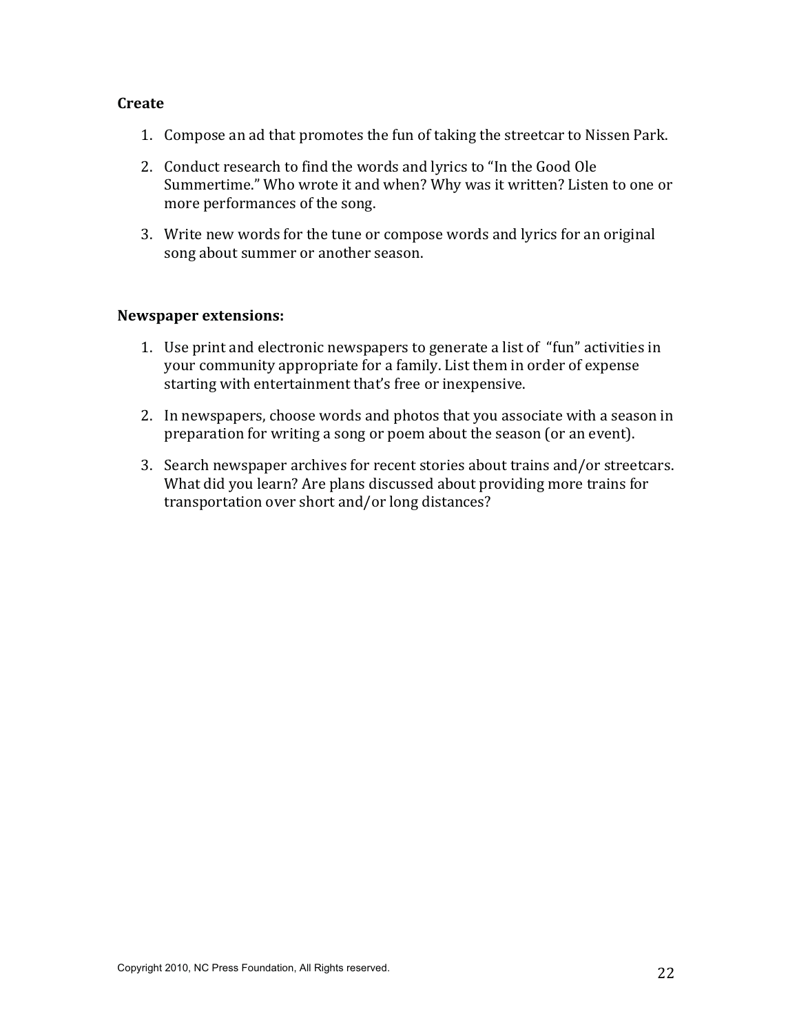**Create**

1. Compose an ad that promotes the fun of taking the streetcar to Nissen Park.
2. Conduct research to find the words and lyrics to "In the Good Ole Summertime." Who wrote it and when? Why was it written? Listen to one or more performances of the song.
3. Write new words for the tune or compose words and lyrics for an original song about summer or another season.

**Newspaper extensions:**

1. Use print and electronic newspapers to generate a list of "fun" activities in your community appropriate for a family. List them in order of expense starting with entertainment that's free or inexpensive.
2. In newspapers, choose words and photos that you associate with a season in preparation for writing a song or poem about the season (or an event).
3. Search newspaper archives for recent stories about trains and/or streetcars. What did you learn? Are plans discussed about providing more trains for transportation over short and/or long distances?

Copyright 2010, NC Press Foundation, All Rights reserved.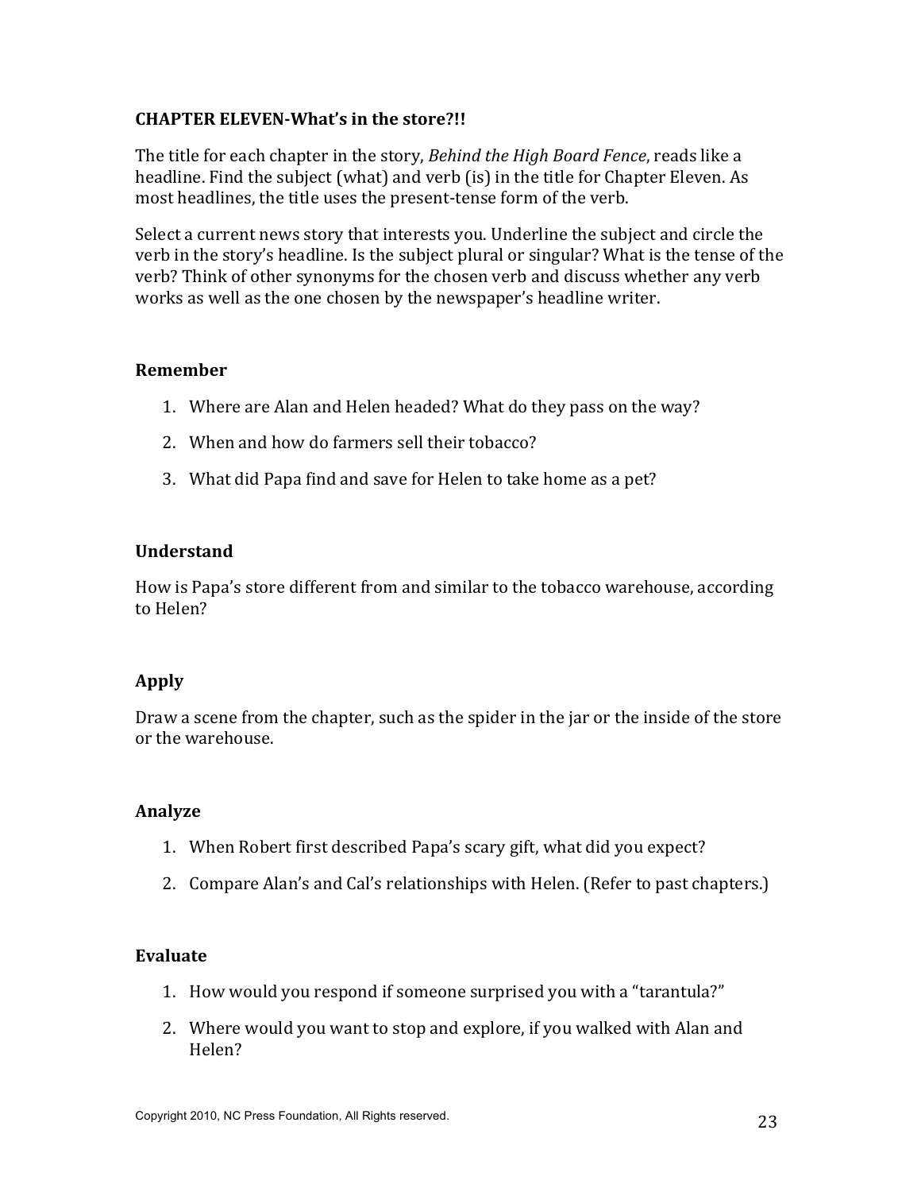## CHAPTER ELEVEN-What's in the store?!!

The title for each chapter in the story, *Behind the High Board Fence*, reads like a headline. Find the subject (what) and verb (is) in the title for Chapter Eleven. As most headlines, the title uses the present-tense form of the verb.

Select a current news story that interests you. Underline the subject and circle the verb in the story's headline. Is the subject plural or singular? What is the tense of the verb? Think of other synonyms for the chosen verb and discuss whether any verb works as well as the one chosen by the newspaper's headline writer.

### Remember

1. Where are Alan and Helen headed? What do they pass on the way?
2. When and how do farmers sell their tobacco?
3. What did Papa find and save for Helen to take home as a pet?

### Understand

How is Papa's store different from and similar to the tobacco warehouse, according to Helen?

### Apply

Draw a scene from the chapter, such as the spider in the jar or the inside of the store or the warehouse.

### Analyze

1. When Robert first described Papa's scary gift, what did you expect?
2. Compare Alan's and Cal's relationships with Helen. (Refer to past chapters.)

### Evaluate

1. How would you respond if someone surprised you with a "tarantula?"
2. Where would you want to stop and explore, if you walked with Alan and Helen?

Copyright 2010, NC Press Foundation, All Rights reserved.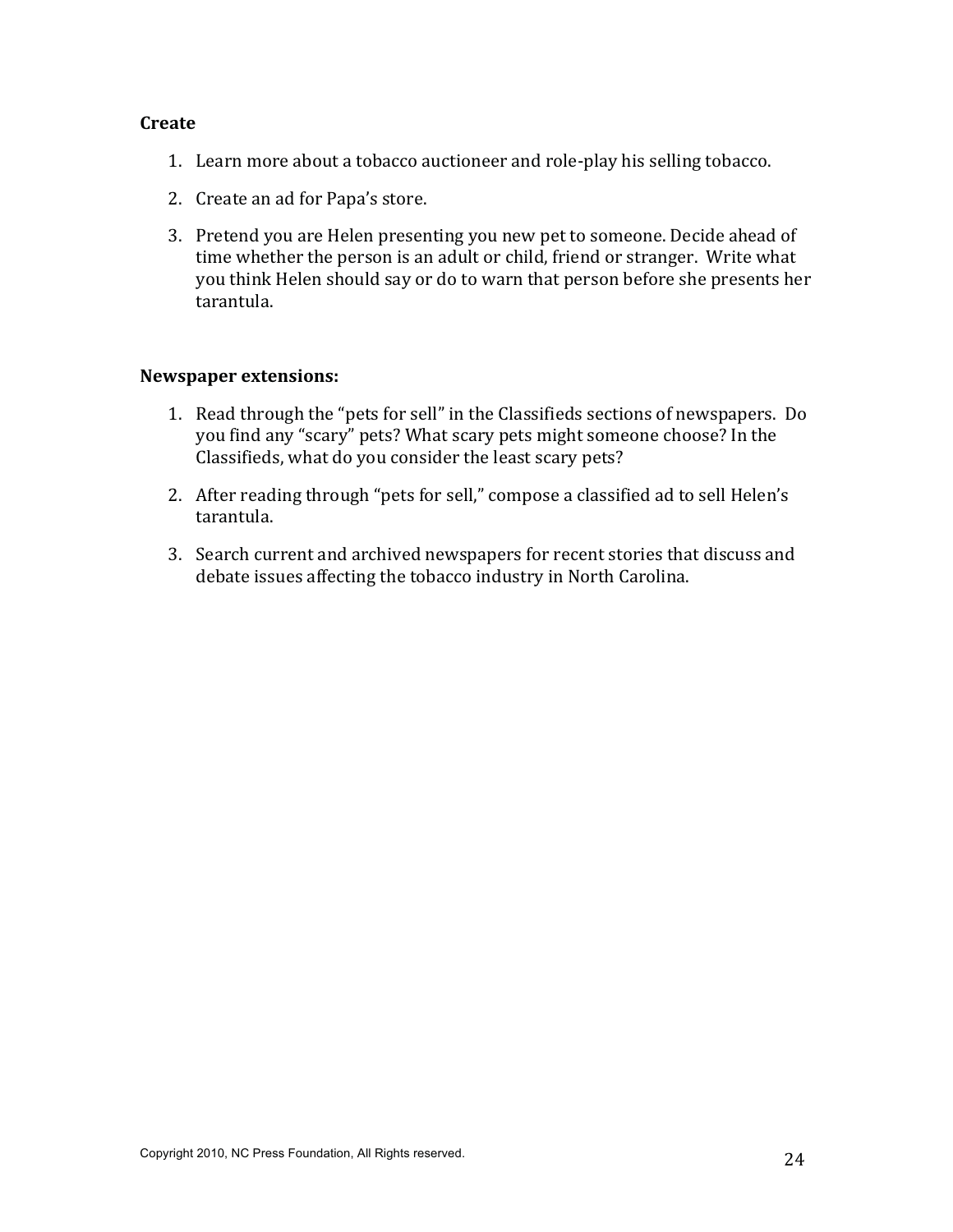**Create**

1. Learn more about a tobacco auctioneer and role-play his selling tobacco.
2. Create an ad for Papa's store.
3. Pretend you are Helen presenting you new pet to someone. Decide ahead of time whether the person is an adult or child, friend or stranger. Write what you think Helen should say or do to warn that person before she presents her tarantula.

**Newspaper extensions:**

1. Read through the "pets for sell" in the Classifieds sections of newspapers. Do you find any "scary" pets? What scary pets might someone choose? In the Classifieds, what do you consider the least scary pets?
2. After reading through "pets for sell," compose a classified ad to sell Helen's tarantula.
3. Search current and archived newspapers for recent stories that discuss and debate issues affecting the tobacco industry in North Carolina.

Copyright 2010, NC Press Foundation, All Rights reserved.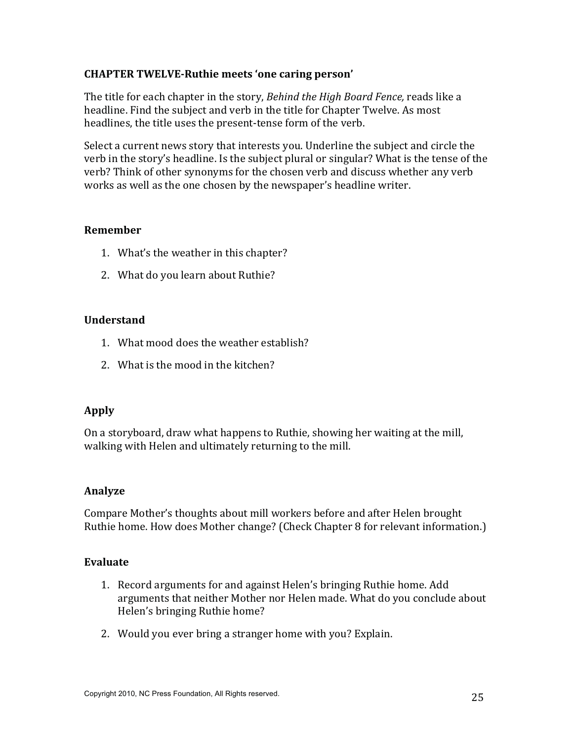### CHAPTER TWELVE-Ruthie meets 'one caring person'

The title for each chapter in the story, *Behind the High Board Fence,* reads like a headline. Find the subject and verb in the title for Chapter Twelve. As most headlines, the title uses the present-tense form of the verb.

Select a current news story that interests you. Underline the subject and circle the verb in the story's headline. Is the subject plural or singular? What is the tense of the verb? Think of other synonyms for the chosen verb and discuss whether any verb works as well as the one chosen by the newspaper's headline writer.

#### Remember

1. What's the weather in this chapter?
2. What do you learn about Ruthie?

#### Understand

1. What mood does the weather establish?
2. What is the mood in the kitchen?

#### Apply

On a storyboard, draw what happens to Ruthie, showing her waiting at the mill, walking with Helen and ultimately returning to the mill.

#### Analyze

Compare Mother's thoughts about mill workers before and after Helen brought Ruthie home. How does Mother change? (Check Chapter 8 for relevant information.)

#### Evaluate

1. Record arguments for and against Helen's bringing Ruthie home. Add arguments that neither Mother nor Helen made. What do you conclude about Helen's bringing Ruthie home?
2. Would you ever bring a stranger home with you? Explain.

Copyright 2010, NC Press Foundation, All Rights reserved.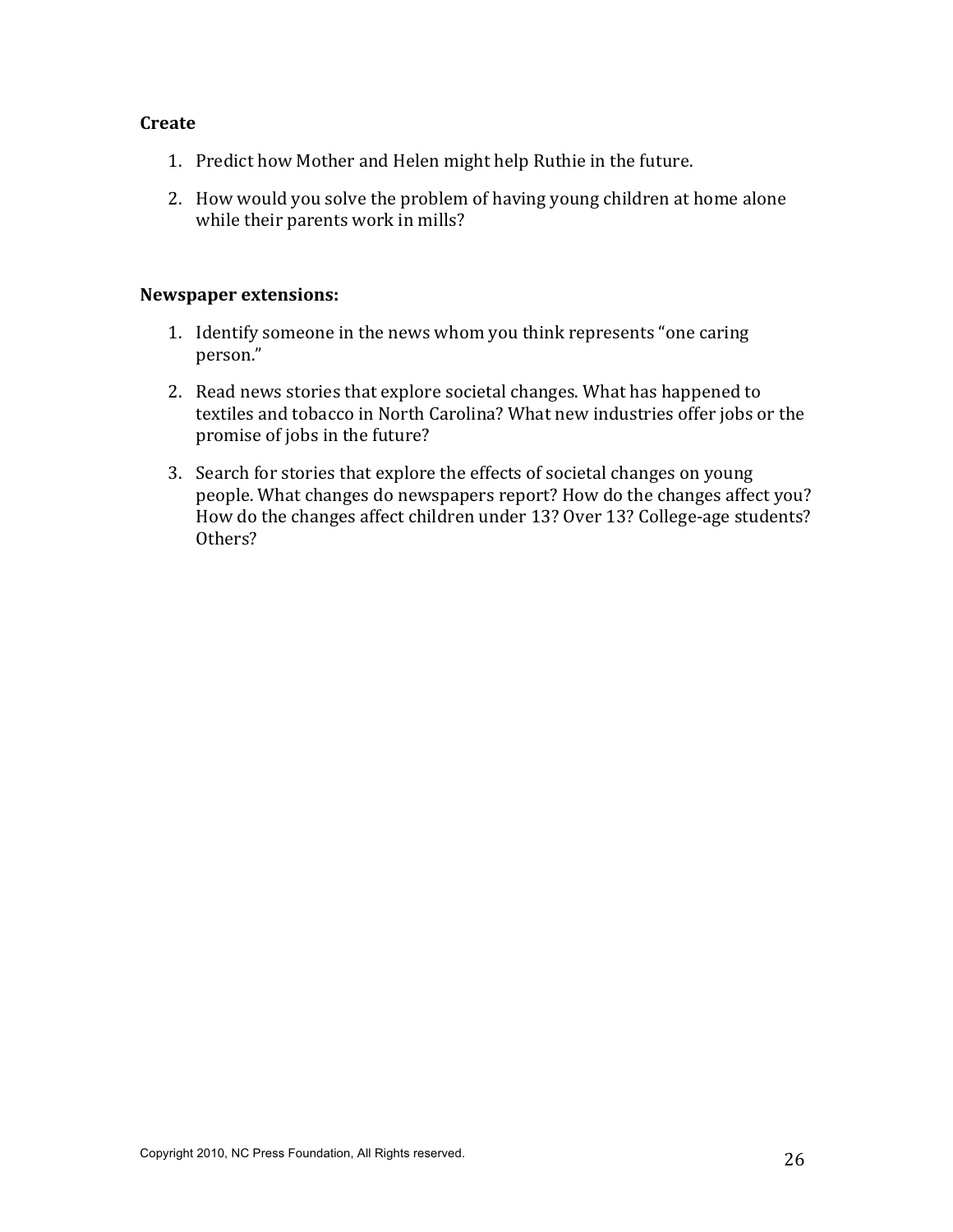**Create**

1. Predict how Mother and Helen might help Ruthie in the future.
2. How would you solve the problem of having young children at home alone while their parents work in mills?

**Newspaper extensions:**

1. Identify someone in the news whom you think represents "one caring person."
2. Read news stories that explore societal changes. What has happened to textiles and tobacco in North Carolina? What new industries offer jobs or the promise of jobs in the future?
3. Search for stories that explore the effects of societal changes on young people. What changes do newspapers report? How do the changes affect you? How do the changes affect children under 13? Over 13? College-age students? Others?

Copyright 2010, NC Press Foundation, All Rights reserved.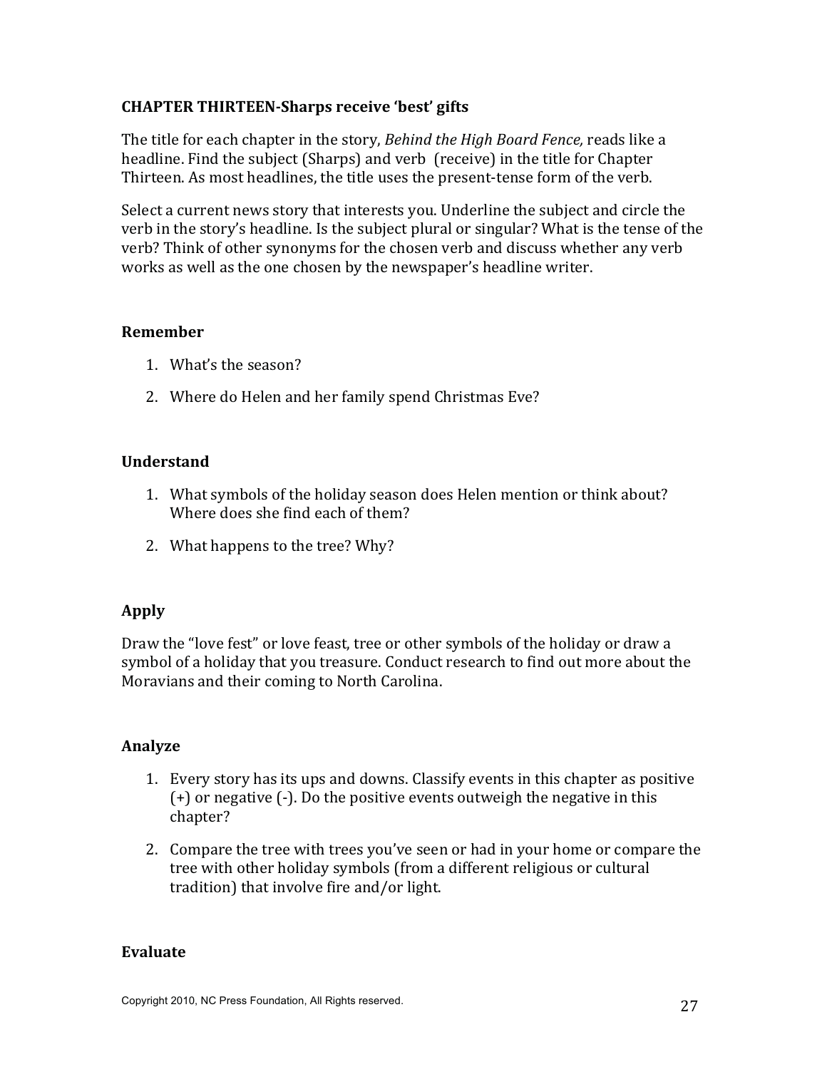**CHAPTER THIRTEEN-Sharps receive 'best' gifts**

The title for each chapter in the story, *Behind the High Board Fence,* reads like a headline. Find the subject (Sharps) and verb (receive) in the title for Chapter Thirteen. As most headlines, the title uses the present-tense form of the verb.

Select a current news story that interests you. Underline the subject and circle the verb in the story's headline. Is the subject plural or singular? What is the tense of the verb? Think of other synonyms for the chosen verb and discuss whether any verb works as well as the one chosen by the newspaper's headline writer.

**Remember**

1. What's the season?
2. Where do Helen and her family spend Christmas Eve?

**Understand**

1. What symbols of the holiday season does Helen mention or think about? Where does she find each of them?
2. What happens to the tree? Why?

**Apply**

Draw the "love fest" or love feast, tree or other symbols of the holiday or draw a symbol of a holiday that you treasure. Conduct research to find out more about the Moravians and their coming to North Carolina.

**Analyze**

1. Every story has its ups and downs. Classify events in this chapter as positive (+) or negative (-). Do the positive events outweigh the negative in this chapter?
2. Compare the tree with trees you've seen or had in your home or compare the tree with other holiday symbols (from a different religious or cultural tradition) that involve fire and/or light.

**Evaluate**

Copyright 2010, NC Press Foundation, All Rights reserved.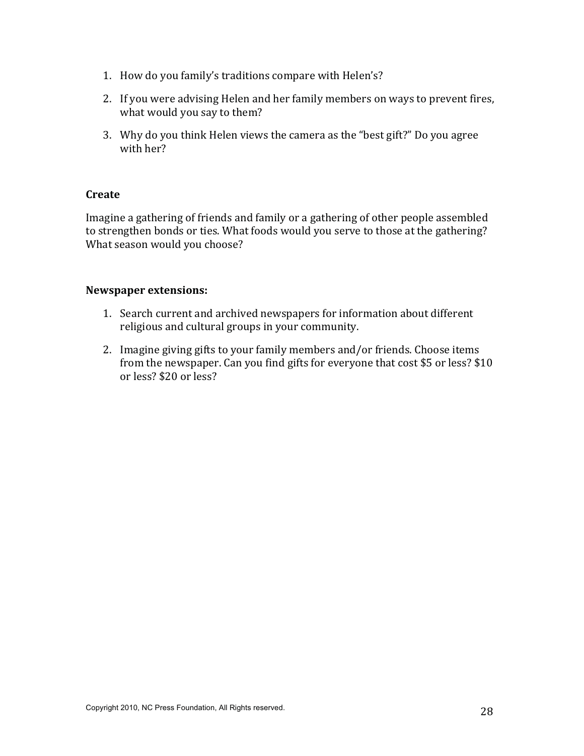1. How do you family's traditions compare with Helen's?
2. If you were advising Helen and her family members on ways to prevent fires, what would you say to them?
3. Why do you think Helen views the camera as the "best gift?" Do you agree with her?

**Create**

Imagine a gathering of friends and family or a gathering of other people assembled to strengthen bonds or ties. What foods would you serve to those at the gathering? What season would you choose?

**Newspaper extensions:**

1. Search current and archived newspapers for information about different religious and cultural groups in your community.
2. Imagine giving gifts to your family members and/or friends. Choose items from the newspaper. Can you find gifts for everyone that cost $5 or less? $10 or less? $20 or less?

Copyright 2010, NC Press Foundation, All Rights reserved.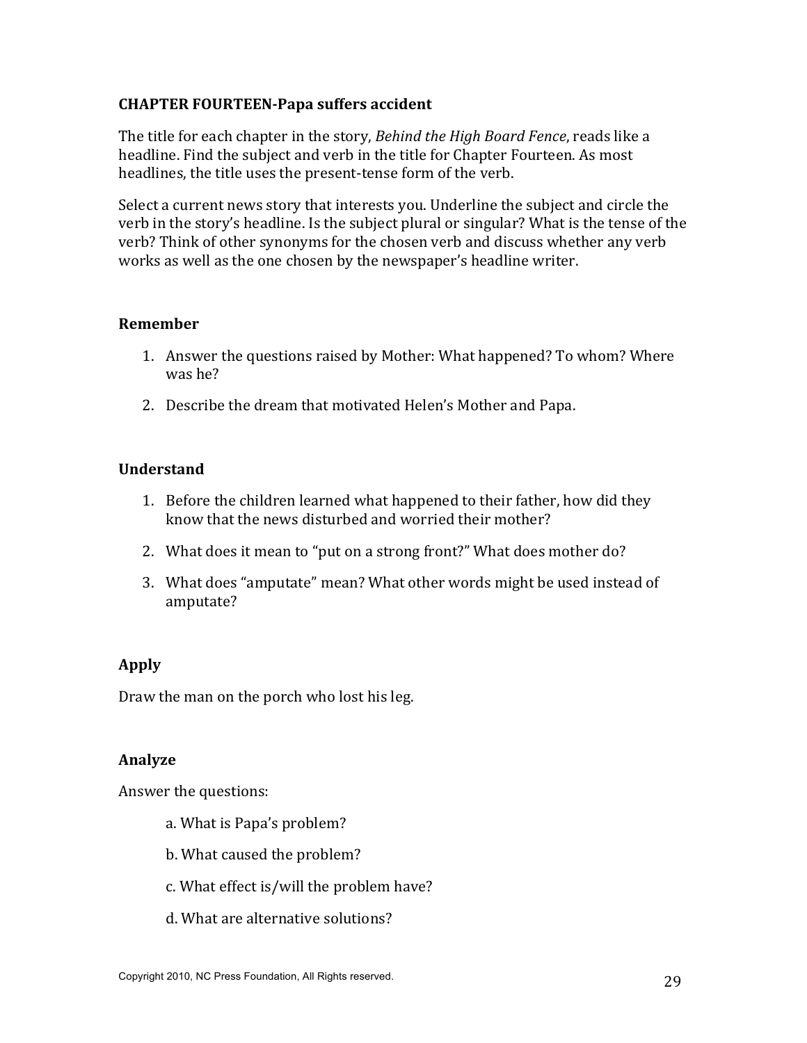**CHAPTER FOURTEEN-Papa suffers accident**

The title for each chapter in the story, *Behind the High Board Fence*, reads like a headline. Find the subject and verb in the title for Chapter Fourteen. As most headlines, the title uses the present-tense form of the verb.

Select a current news story that interests you. Underline the subject and circle the verb in the story's headline. Is the subject plural or singular? What is the tense of the verb? Think of other synonyms for the chosen verb and discuss whether any verb works as well as the one chosen by the newspaper's headline writer.

**Remember**

1. Answer the questions raised by Mother: What happened? To whom? Where was he?
2. Describe the dream that motivated Helen's Mother and Papa.

**Understand**

1. Before the children learned what happened to their father, how did they know that the news disturbed and worried their mother?
2. What does it mean to "put on a strong front?" What does mother do?
3. What does "amputate" mean? What other words might be used instead of amputate?

**Apply**

Draw the man on the porch who lost his leg.

**Analyze**

Answer the questions:

a. What is Papa's problem?

b. What caused the problem?

c. What effect is/will the problem have?

d. What are alternative solutions?

Copyright 2010, NC Press Foundation, All Rights reserved.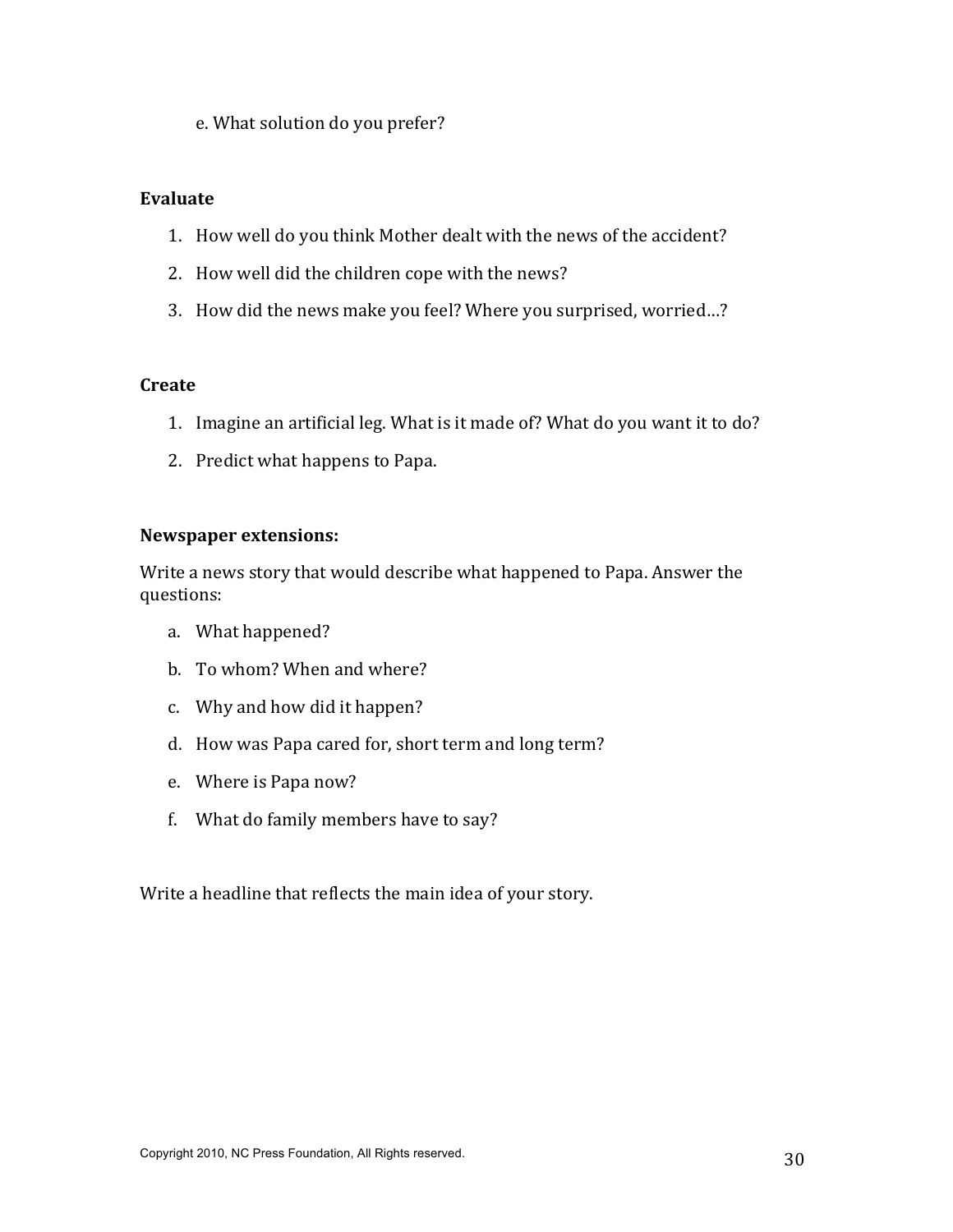e. What solution do you prefer?

**Evaluate**

1. How well do you think Mother dealt with the news of the accident?
2. How well did the children cope with the news?
3. How did the news make you feel? Where you surprised, worried…?

**Create**

1. Imagine an artificial leg. What is it made of? What do you want it to do?
2. Predict what happens to Papa.

**Newspaper extensions:**

Write a news story that would describe what happened to Papa. Answer the questions:

a. What happened?
b. To whom? When and where?
c. Why and how did it happen?
d. How was Papa cared for, short term and long term?
e. Where is Papa now?
f. What do family members have to say?

Write a headline that reflects the main idea of your story.

Copyright 2010, NC Press Foundation, All Rights reserved.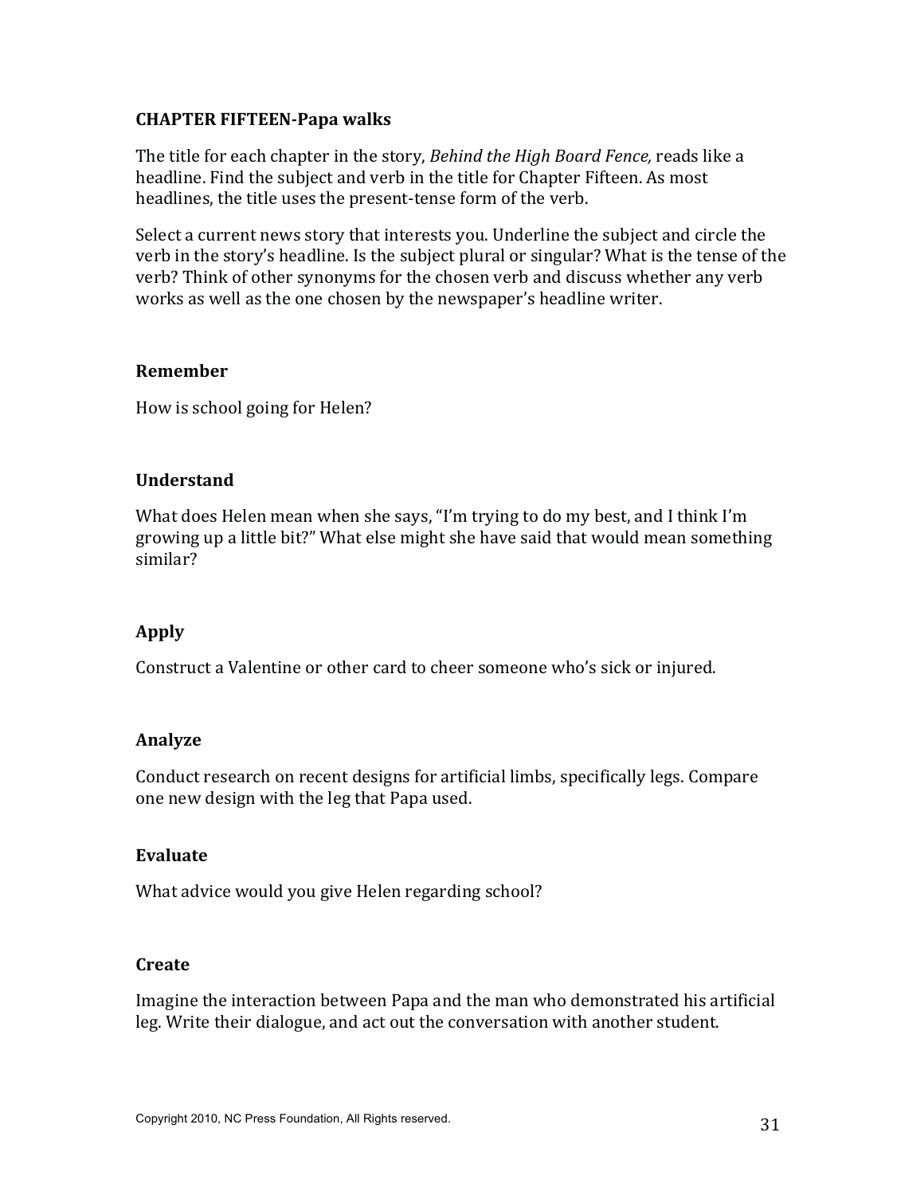## CHAPTER FIFTEEN-Papa walks

The title for each chapter in the story, *Behind the High Board Fence,* reads like a headline. Find the subject and verb in the title for Chapter Fifteen. As most headlines, the title uses the present-tense form of the verb.

Select a current news story that interests you. Underline the subject and circle the verb in the story's headline. Is the subject plural or singular? What is the tense of the verb? Think of other synonyms for the chosen verb and discuss whether any verb works as well as the one chosen by the newspaper's headline writer.

### Remember

How is school going for Helen?

### Understand

What does Helen mean when she says, "I'm trying to do my best, and I think I'm growing up a little bit?" What else might she have said that would mean something similar?

### Apply

Construct a Valentine or other card to cheer someone who's sick or injured.

### Analyze

Conduct research on recent designs for artificial limbs, specifically legs. Compare one new design with the leg that Papa used.

### Evaluate

What advice would you give Helen regarding school?

### Create

Imagine the interaction between Papa and the man who demonstrated his artificial leg. Write their dialogue, and act out the conversation with another student.

Copyright 2010, NC Press Foundation, All Rights reserved.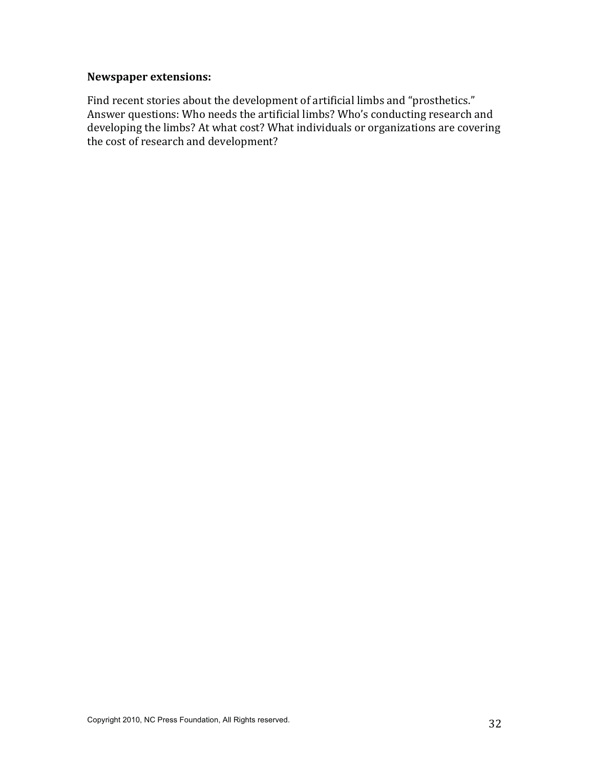**Newspaper extensions:**

Find recent stories about the development of artificial limbs and "prosthetics." Answer questions: Who needs the artificial limbs? Who's conducting research and developing the limbs? At what cost? What individuals or organizations are covering the cost of research and development?

Copyright 2010, NC Press Foundation, All Rights reserved.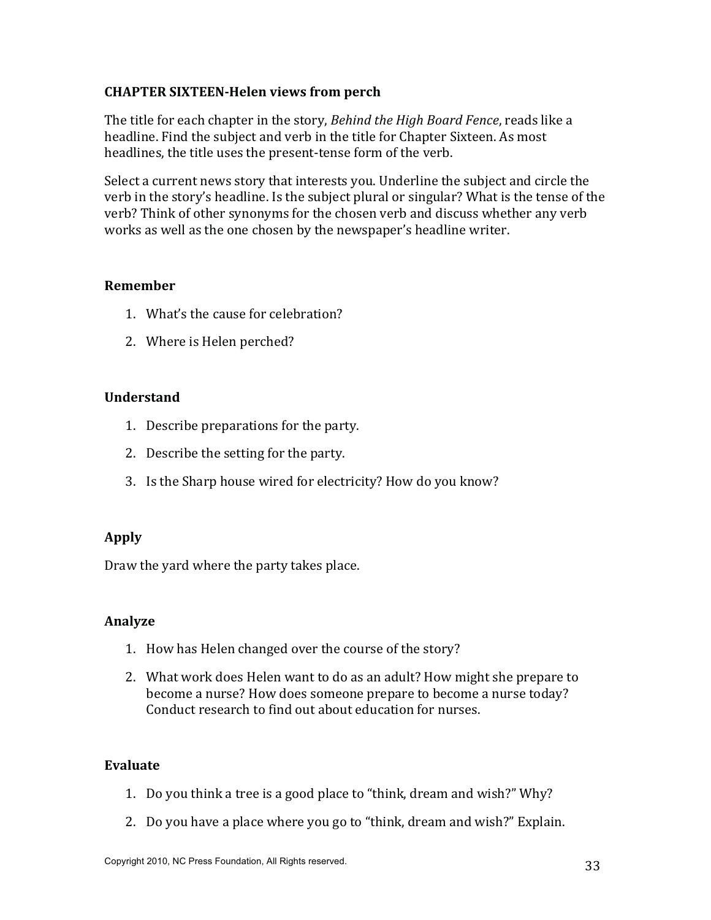## CHAPTER SIXTEEN-Helen views from perch

The title for each chapter in the story, *Behind the High Board Fence*, reads like a headline. Find the subject and verb in the title for Chapter Sixteen. As most headlines, the title uses the present-tense form of the verb.

Select a current news story that interests you. Underline the subject and circle the verb in the story's headline. Is the subject plural or singular? What is the tense of the verb? Think of other synonyms for the chosen verb and discuss whether any verb works as well as the one chosen by the newspaper's headline writer.

### Remember

1. What's the cause for celebration?
2. Where is Helen perched?

### Understand

1. Describe preparations for the party.
2. Describe the setting for the party.
3. Is the Sharp house wired for electricity? How do you know?

### Apply

Draw the yard where the party takes place.

### Analyze

1. How has Helen changed over the course of the story?
2. What work does Helen want to do as an adult? How might she prepare to become a nurse? How does someone prepare to become a nurse today? Conduct research to find out about education for nurses.

### Evaluate

1. Do you think a tree is a good place to "think, dream and wish?" Why?
2. Do you have a place where you go to "think, dream and wish?" Explain.

Copyright 2010, NC Press Foundation, All Rights reserved.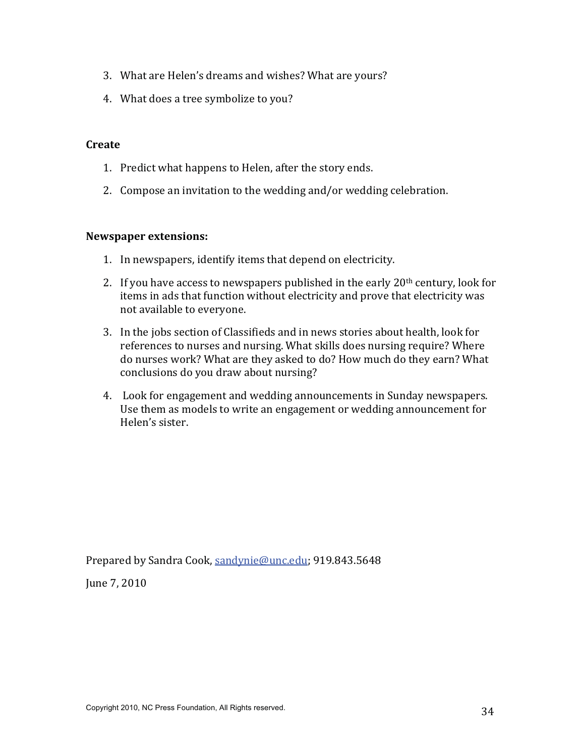3. What are Helen's dreams and wishes? What are yours?
4. What does a tree symbolize to you?

**Create**

1. Predict what happens to Helen, after the story ends.
2. Compose an invitation to the wedding and/or wedding celebration.

**Newspaper extensions:**

1. In newspapers, identify items that depend on electricity.
2. If you have access to newspapers published in the early 20th century, look for items in ads that function without electricity and prove that electricity was not available to everyone.
3. In the jobs section of Classifieds and in news stories about health, look for references to nurses and nursing. What skills does nursing require? Where do nurses work? What are they asked to do? How much do they earn? What conclusions do you draw about nursing?
4. Look for engagement and wedding announcements in Sunday newspapers. Use them as models to write an engagement or wedding announcement for Helen's sister.

Prepared by Sandra Cook, sandynie@unc.edu; 919.843.5648

June 7, 2010

Copyright 2010, NC Press Foundation, All Rights reserved.